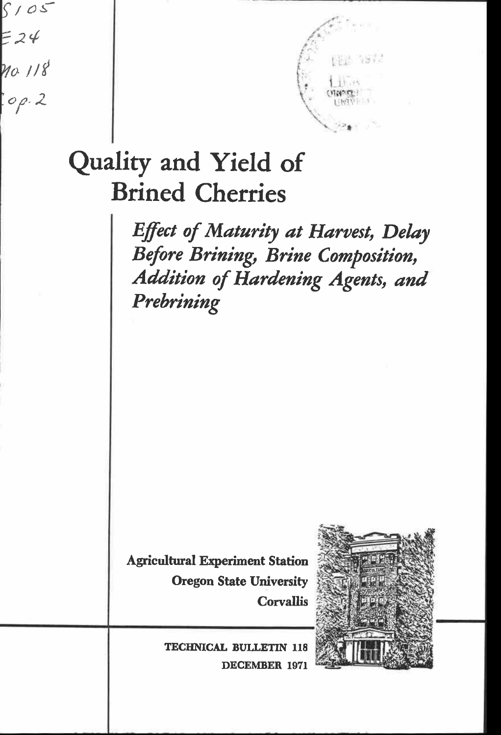S105
E24
no.118
cop.2

# Quality and Yield of Brined Cherries

*Effect of Maturity at Harvest, Delay Before Brining, Brine Composition, Addition of Hardening Agents, and Prebrining*

**Agricultural Experiment Station**
**Oregon State University**
**Corvallis**

**TECHNICAL BULLETIN 118**
**DECEMBER 1971**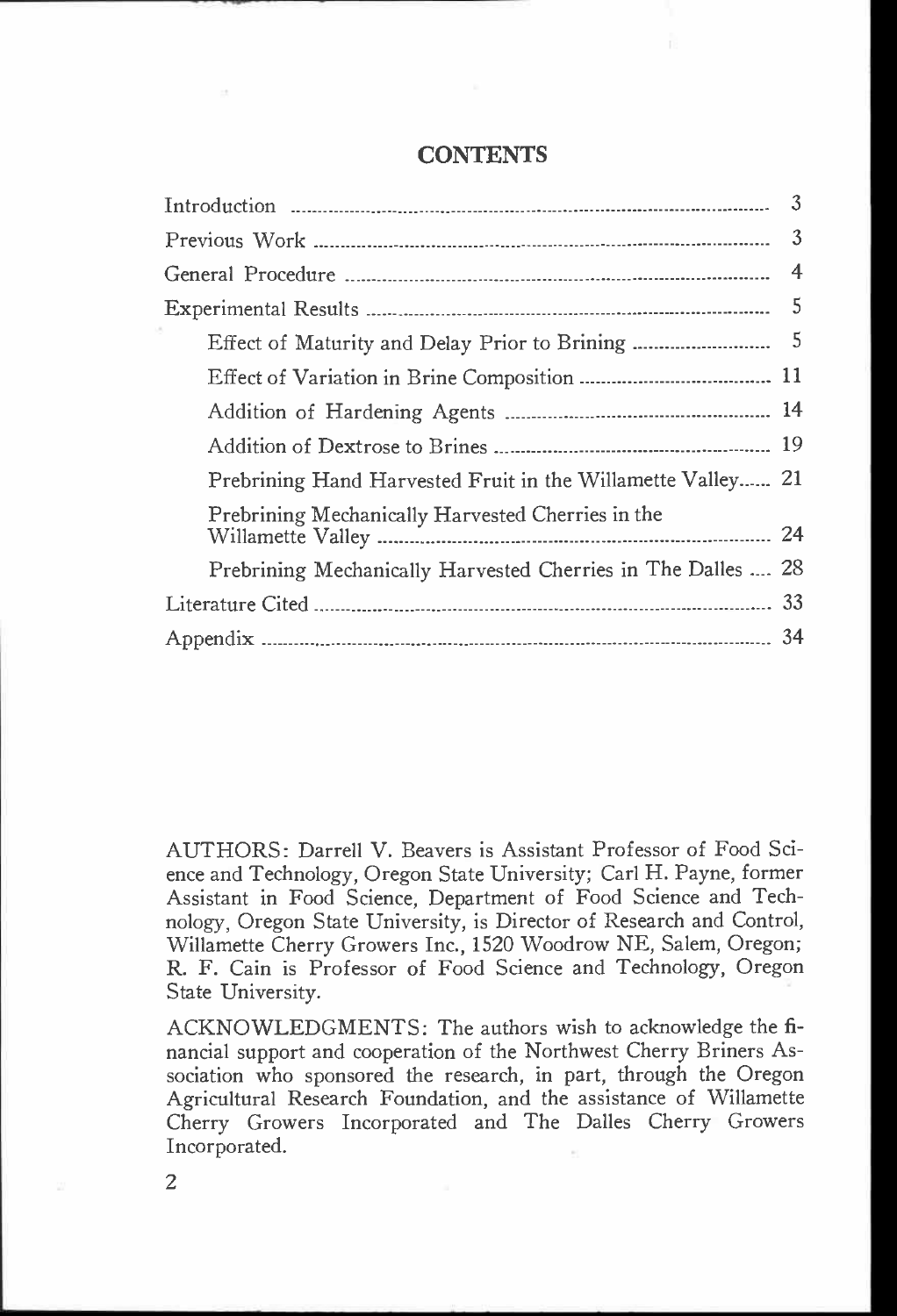## CONTENTS

| | |
|---|---|
| Introduction | 3 |
| Previous Work | 3 |
| General Procedure | 4 |
| Experimental Results | 5 |
| Effect of Maturity and Delay Prior to Brining | 5 |
| Effect of Variation in Brine Composition | 11 |
| Addition of Hardening Agents | 14 |
| Addition of Dextrose to Brines | 19 |
| Prebrining Hand Harvested Fruit in the Willamette Valley | 21 |
| Prebrining Mechanically Harvested Cherries in the Willamette Valley | 24 |
| Prebrining Mechanically Harvested Cherries in The Dalles | 28 |
| Literature Cited | 33 |
| Appendix | 34 |

AUTHORS: Darrell V. Beavers is Assistant Professor of Food Science and Technology, Oregon State University; Carl H. Payne, former Assistant in Food Science, Department of Food Science and Technology, Oregon State University, is Director of Research and Control, Willamette Cherry Growers Inc., 1520 Woodrow NE, Salem, Oregon; R. F. Cain is Professor of Food Science and Technology, Oregon State University.

ACKNOWLEDGMENTS: The authors wish to acknowledge the financial support and cooperation of the Northwest Cherry Briners Association who sponsored the research, in part, through the Oregon Agricultural Research Foundation, and the assistance of Willamette Cherry Growers Incorporated and The Dalles Cherry Growers Incorporated.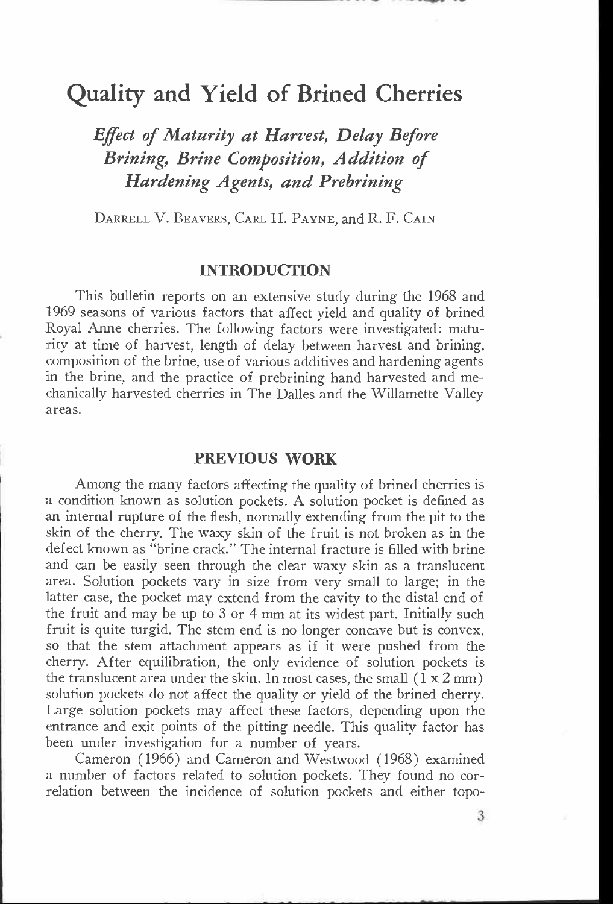# Quality and Yield of Brined Cherries

## *Effect of Maturity at Harvest, Delay Before Brining, Brine Composition, Addition of Hardening Agents, and Prebrining*

DARRELL V. BEAVERS, CARL H. PAYNE, and R. F. CAIN

## INTRODUCTION

This bulletin reports on an extensive study during the 1968 and 1969 seasons of various factors that affect yield and quality of brined Royal Anne cherries. The following factors were investigated: maturity at time of harvest, length of delay between harvest and brining, composition of the brine, use of various additives and hardening agents in the brine, and the practice of prebrining hand harvested and mechanically harvested cherries in The Dalles and the Willamette Valley areas.

## PREVIOUS WORK

Among the many factors affecting the quality of brined cherries is a condition known as solution pockets. A solution pocket is defined as an internal rupture of the flesh, normally extending from the pit to the skin of the cherry. The waxy skin of the fruit is not broken as in the defect known as "brine crack." The internal fracture is filled with brine and can be easily seen through the clear waxy skin as a translucent area. Solution pockets vary in size from very small to large; in the latter case, the pocket may extend from the cavity to the distal end of the fruit and may be up to 3 or 4 mm at its widest part. Initially such fruit is quite turgid. The stem end is no longer concave but is convex, so that the stem attachment appears as if it were pushed from the cherry. After equilibration, the only evidence of solution pockets is the translucent area under the skin. In most cases, the small (1 x 2 mm) solution pockets do not affect the quality or yield of the brined cherry. Large solution pockets may affect these factors, depending upon the entrance and exit points of the pitting needle. This quality factor has been under investigation for a number of years.

Cameron (1966) and Cameron and Westwood (1968) examined a number of factors related to solution pockets. They found no correlation between the incidence of solution pockets and either topo-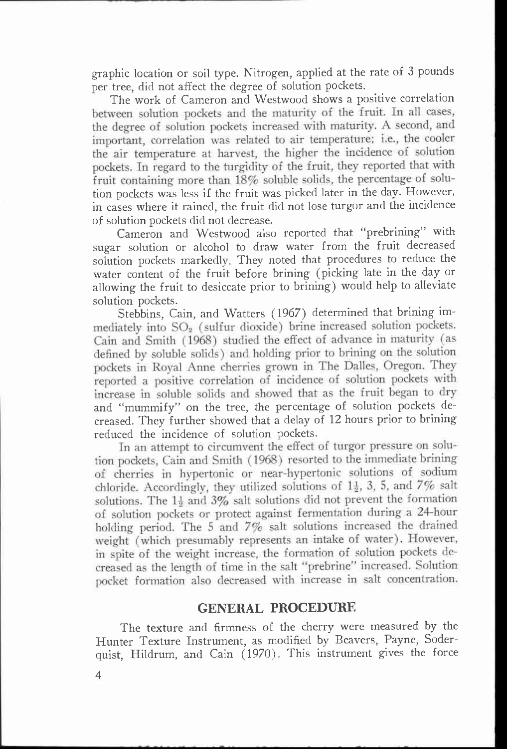graphic location or soil type. Nitrogen, applied at the rate of 3 pounds per tree, did not affect the degree of solution pockets.

The work of Cameron and Westwood shows a positive correlation between solution pockets and the maturity of the fruit. In all cases, the degree of solution pockets increased with maturity. A second, and important, correlation was related to air temperature; i.e., the cooler the air temperature at harvest, the higher the incidence of solution pockets. In regard to the turgidity of the fruit, they reported that with fruit containing more than 18% soluble solids, the percentage of solution pockets was less if the fruit was picked later in the day. However, in cases where it rained, the fruit did not lose turgor and the incidence of solution pockets did not decrease.

Cameron and Westwood also reported that "prebrining" with sugar solution or alcohol to draw water from the fruit decreased solution pockets markedly. They noted that procedures to reduce the water content of the fruit before brining (picking late in the day or allowing the fruit to desiccate prior to brining) would help to alleviate solution pockets.

Stebbins, Cain, and Watters (1967) determined that brining immediately into $SO_2$ (sulfur dioxide) brine increased solution pockets. Cain and Smith (1968) studied the effect of advance in maturity (as defined by soluble solids) and holding prior to brining on the solution pockets in Royal Anne cherries grown in The Dalles, Oregon. They reported a positive correlation of incidence of solution pockets with increase in soluble solids and showed that as the fruit began to dry and "mummify" on the tree, the percentage of solution pockets decreased. They further showed that a delay of 12 hours prior to brining reduced the incidence of solution pockets.

In an attempt to circumvent the effect of turgor pressure on solution pockets, Cain and Smith (1968) resorted to the immediate brining of cherries in hypertonic or near-hypertonic solutions of sodium chloride. Accordingly, they utilized solutions of 1½, 3, 5, and 7% salt solutions. The 1½ and 3% salt solutions did not prevent the formation of solution pockets or protect against fermentation during a 24-hour holding period. The 5 and 7% salt solutions increased the drained weight (which presumably represents an intake of water). However, in spite of the weight increase, the formation of solution pockets decreased as the length of time in the salt "prebrine" increased. Solution pocket formation also decreased with increase in salt concentration.

## GENERAL PROCEDURE

The texture and firmness of the cherry were measured by the Hunter Texture Instrument, as modified by Beavers, Payne, Soderquist, Hildrum, and Cain (1970). This instrument gives the force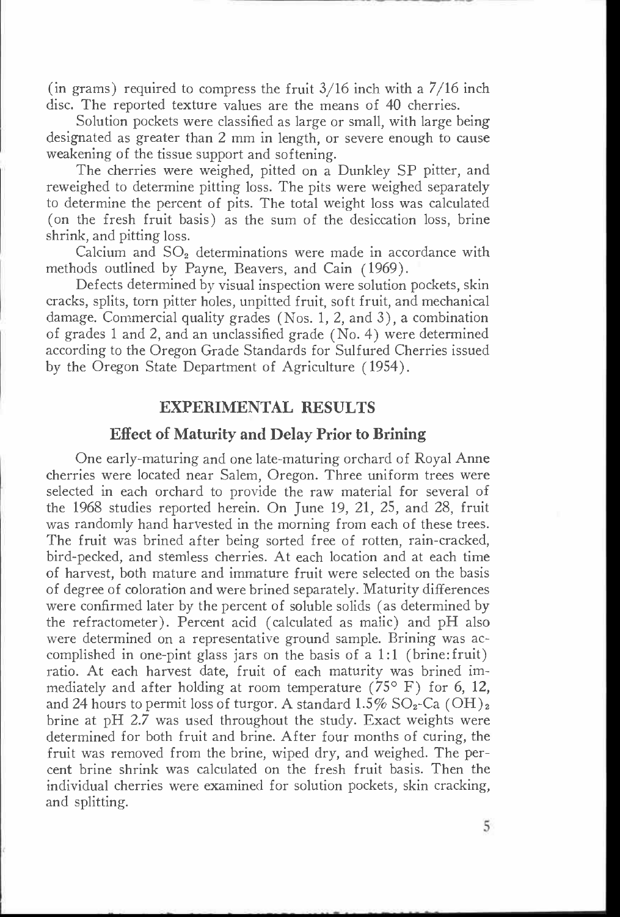(in grams) required to compress the fruit 3/16 inch with a 7/16 inch disc. The reported texture values are the means of 40 cherries.

Solution pockets were classified as large or small, with large being designated as greater than 2 mm in length, or severe enough to cause weakening of the tissue support and softening.

The cherries were weighed, pitted on a Dunkley SP pitter, and reweighed to determine pitting loss. The pits were weighed separately to determine the percent of pits. The total weight loss was calculated (on the fresh fruit basis) as the sum of the desiccation loss, brine shrink, and pitting loss.

Calcium and $SO_2$ determinations were made in accordance with methods outlined by Payne, Beavers, and Cain (1969).

Defects determined by visual inspection were solution pockets, skin cracks, splits, torn pitter holes, unpitted fruit, soft fruit, and mechanical damage. Commercial quality grades (Nos. 1, 2, and 3), a combination of grades 1 and 2, and an unclassified grade (No. 4) were determined according to the Oregon Grade Standards for Sulfured Cherries issued by the Oregon State Department of Agriculture (1954).

## EXPERIMENTAL RESULTS

### Effect of Maturity and Delay Prior to Brining

One early-maturing and one late-maturing orchard of Royal Anne cherries were located near Salem, Oregon. Three uniform trees were selected in each orchard to provide the raw material for several of the 1968 studies reported herein. On June 19, 21, 25, and 28, fruit was randomly hand harvested in the morning from each of these trees. The fruit was brined after being sorted free of rotten, rain-cracked, bird-pecked, and stemless cherries. At each location and at each time of harvest, both mature and immature fruit were selected on the basis of degree of coloration and were brined separately. Maturity differences were confirmed later by the percent of soluble solids (as determined by the refractometer). Percent acid (calculated as malic) and pH also were determined on a representative ground sample. Brining was accomplished in one-pint glass jars on the basis of a 1:1 (brine:fruit) ratio. At each harvest date, fruit of each maturity was brined immediately and after holding at room temperature (75° F) for 6, 12, and 24 hours to permit loss of turgor. A standard 1.5% $SO_2$-$Ca(OH)_2$ brine at pH 2.7 was used throughout the study. Exact weights were determined for both fruit and brine. After four months of curing, the fruit was removed from the brine, wiped dry, and weighed. The percent brine shrink was calculated on the fresh fruit basis. Then the individual cherries were examined for solution pockets, skin cracking, and splitting.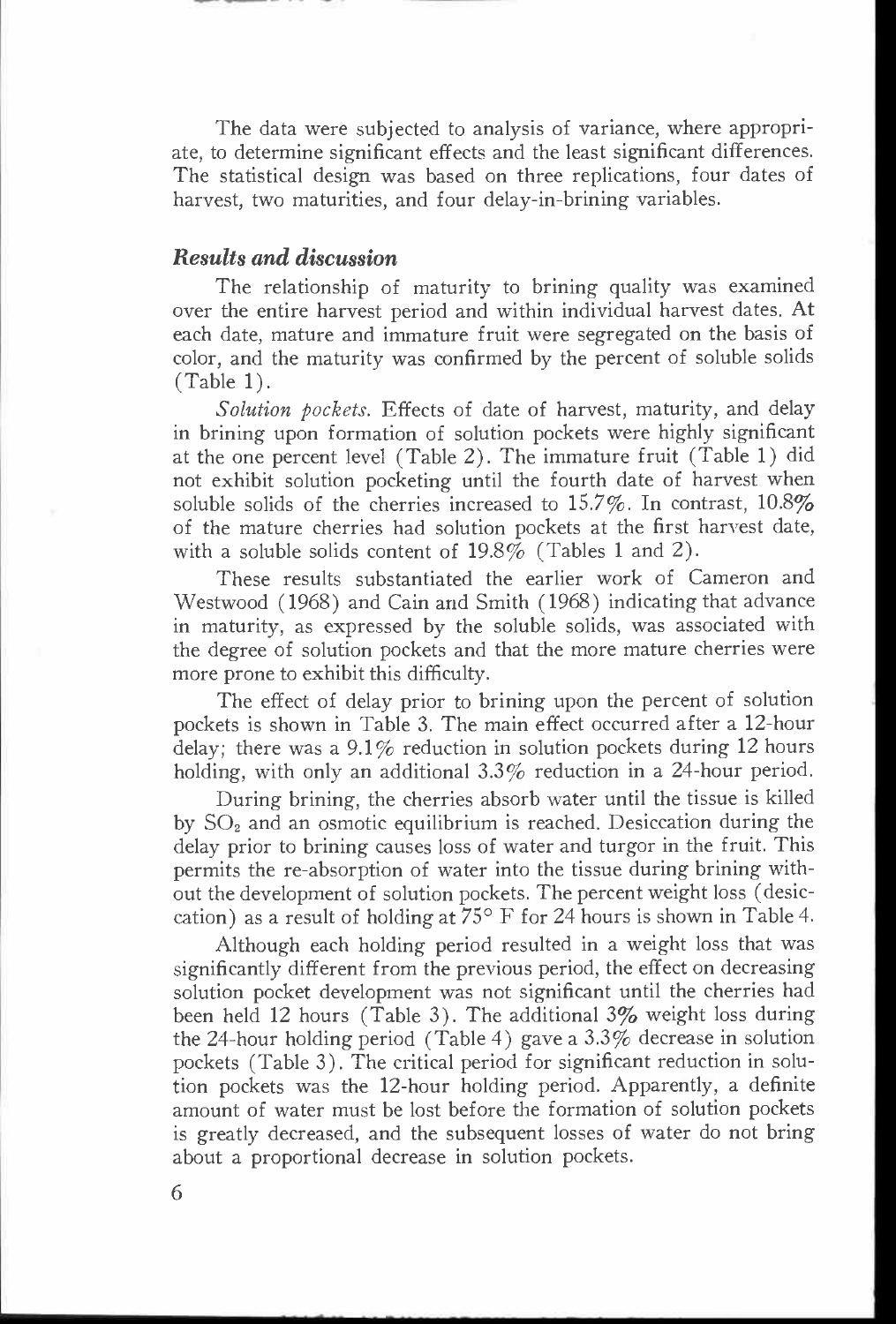The data were subjected to analysis of variance, where appropriate, to determine significant effects and the least significant differences. The statistical design was based on three replications, four dates of harvest, two maturities, and four delay-in-brining variables.

### *Results and discussion*

The relationship of maturity to brining quality was examined over the entire harvest period and within individual harvest dates. At each date, mature and immature fruit were segregated on the basis of color, and the maturity was confirmed by the percent of soluble solids (Table 1).

*Solution pockets.* Effects of date of harvest, maturity, and delay in brining upon formation of solution pockets were highly significant at the one percent level (Table 2). The immature fruit (Table 1) did not exhibit solution pocketing until the fourth date of harvest when soluble solids of the cherries increased to 15.7%. In contrast, 10.8% of the mature cherries had solution pockets at the first harvest date, with a soluble solids content of 19.8% (Tables 1 and 2).

These results substantiated the earlier work of Cameron and Westwood (1968) and Cain and Smith (1968) indicating that advance in maturity, as expressed by the soluble solids, was associated with the degree of solution pockets and that the more mature cherries were more prone to exhibit this difficulty.

The effect of delay prior to brining upon the percent of solution pockets is shown in Table 3. The main effect occurred after a 12-hour delay; there was a 9.1% reduction in solution pockets during 12 hours holding, with only an additional 3.3% reduction in a 24-hour period.

During brining, the cherries absorb water until the tissue is killed by $SO_2$ and an osmotic equilibrium is reached. Desiccation during the delay prior to brining causes loss of water and turgor in the fruit. This permits the re-absorption of water into the tissue during brining without the development of solution pockets. The percent weight loss (desiccation) as a result of holding at 75° F for 24 hours is shown in Table 4.

Although each holding period resulted in a weight loss that was significantly different from the previous period, the effect on decreasing solution pocket development was not significant until the cherries had been held 12 hours (Table 3). The additional 3% weight loss during the 24-hour holding period (Table 4) gave a 3.3% decrease in solution pockets (Table 3). The critical period for significant reduction in solution pockets was the 12-hour holding period. Apparently, a definite amount of water must be lost before the formation of solution pockets is greatly decreased, and the subsequent losses of water do not bring about a proportional decrease in solution pockets.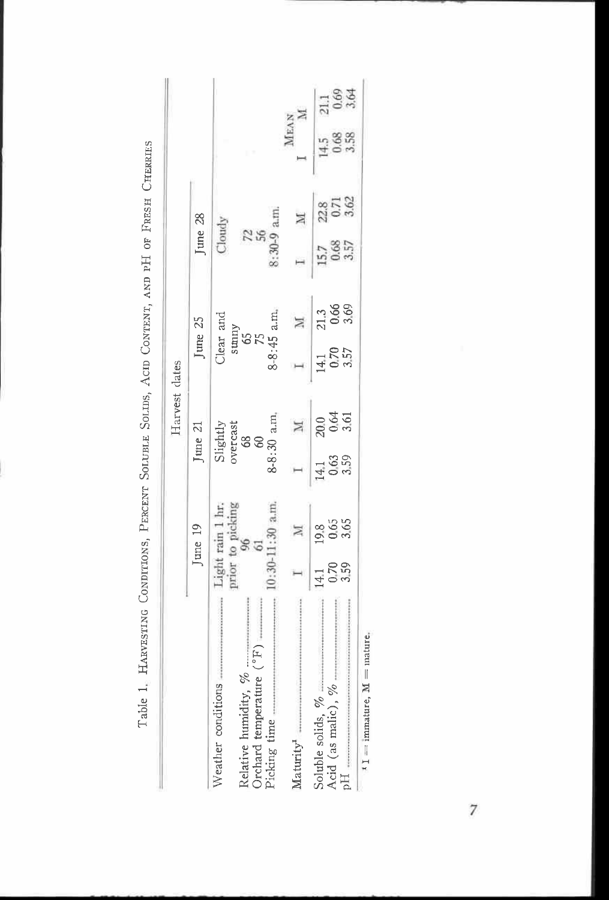Table 1. Harvesting Conditions, Percent Soluble Solids, Acid Content, and pH of Fresh Cherries

| | Harvest dates | | | | | | | | | |
|---|---|---|---|---|---|---|---|---|---|---|
| | June 19 | | June 21 | | June 25 | | June 28 | | Mean | |
| Weather conditions | Light rain 1 hr. prior to picking | | Slightly overcast | | Clear and sunny | | Cloudy | | | |
| Relative humidity, % | 96 | | 68 | | 65 | | 72 | | | |
| Orchard temperature (°F) | 61 | | 60 | | 75 | | 56 | | | |
| Picking time | 10:30-11:30 a.m. | | 8-8:30 a.m. | | 8-8:45 a.m. | | 8:30-9 a.m. | | | |
| Maturity[1] | I | M | I | M | I | M | I | M | I | M |
| Soluble solids, % | 14.1 | 19.8 | 14.1 | 20.0 | 14.1 | 21.3 | 15.7 | 22.8 | 14.5 | 21.1 |
| Acid (as malic), % | 0.70 | 0.65 | 0.63 | 0.64 | 0.70 | 0.66 | 0.68 | 0.71 | 0.68 | 0.69 |
| pH | 3.59 | 3.65 | 3.59 | 3.61 | 3.57 | 3.69 | 3.57 | 3.62 | 3.58 | 3.64 |

[1] I = immature, M = mature.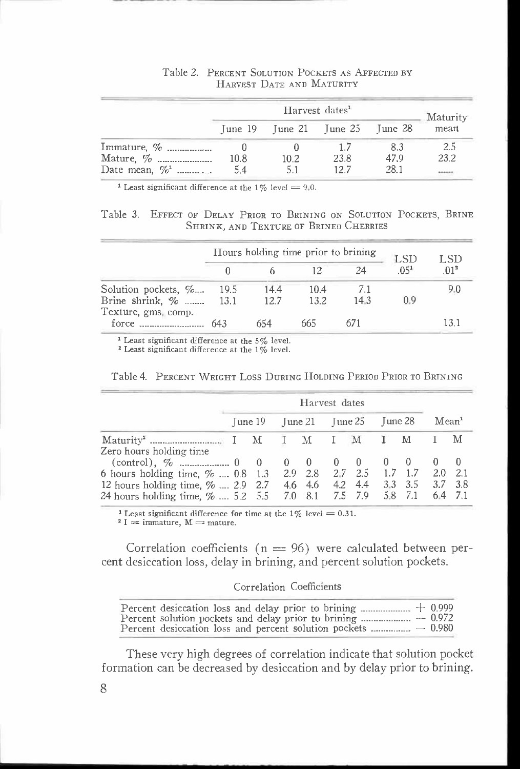Table 2. PERCENT SOLUTION POCKETS AS AFFECTED BY HARVEST DATE AND MATURITY

| | Harvest dates[1] | | | | Maturity mean |
|---|---|---|---|---|---|
| | June 19 | June 21 | June 25 | June 28 | |
| Immature, % | 0 | 0 | 1.7 | 8.3 | 2.5 |
| Mature, % | 10.8 | 10.2 | 23.8 | 47.9 | 23.2 |
| Date mean, %[1] | 5.4 | 5.1 | 12.7 | 28.1 | ...... |

[1] Least significant difference at the 1% level = 9.0.

Table 3. EFFECT OF DELAY PRIOR TO BRINING ON SOLUTION POCKETS, BRINE SHRINK, AND TEXTURE OF BRINED CHERRIES

| | Hours holding time prior to brining | | | | LSD .05[1] | LSD .01[2] |
|---|---|---|---|---|---|---|
| | 0 | 6 | 12 | 24 | | |
| Solution pockets, % | 19.5 | 14.4 | 10.4 | 7.1 | | 9.0 |
| Brine shrink, % | 13.1 | 12.7 | 13.2 | 14.3 | 0.9 | |
| Texture, gms. comp. force | 643 | 654 | 665 | 671 | | 13.1 |

[1] Least significant difference at the 5% level.
[2] Least significant difference at the 1% level.

Table 4. PERCENT WEIGHT LOSS DURING HOLDING PERIOD PRIOR TO BRINING

| | Harvest dates | | | | | | | | | |
|---|---|---|---|---|---|---|---|---|---|---|
| | June 19 | | June 21 | | June 25 | | June 28 | | Mean[1] | |
| Maturity[2] | I | M | I | M | I | M | I | M | I | M |
| Zero hours holding time (control), % | 0 | 0 | 0 | 0 | 0 | 0 | 0 | 0 | 0 | 0 |
| 6 hours holding time, % | 0.8 | 1.3 | 2.9 | 2.8 | 2.7 | 2.5 | 1.7 | 1.7 | 2.0 | 2.1 |
| 12 hours holding time, % | 2.9 | 2.7 | 4.6 | 4.6 | 4.2 | 4.4 | 3.3 | 3.5 | 3.7 | 3.8 |
| 24 hours holding time, % | 5.2 | 5.5 | 7.0 | 8.1 | 7.5 | 7.9 | 5.8 | 7.1 | 6.4 | 7.1 |

[1] Least significant difference for time at the 1% level = 0.31.
[2] I = immature, M = mature.

Correlation coefficients ($n = 96$) were calculated between percent desiccation loss, delay in brining, and percent solution pockets.

Correlation Coefficients

| | |
|---|---|
| Percent desiccation loss and delay prior to brining | + 0.999 |
| Percent solution pockets and delay prior to brining | − 0.972 |
| Percent desiccation loss and percent solution pockets | − 0.980 |

These very high degrees of correlation indicate that solution pocket formation can be decreased by desiccation and by delay prior to brining.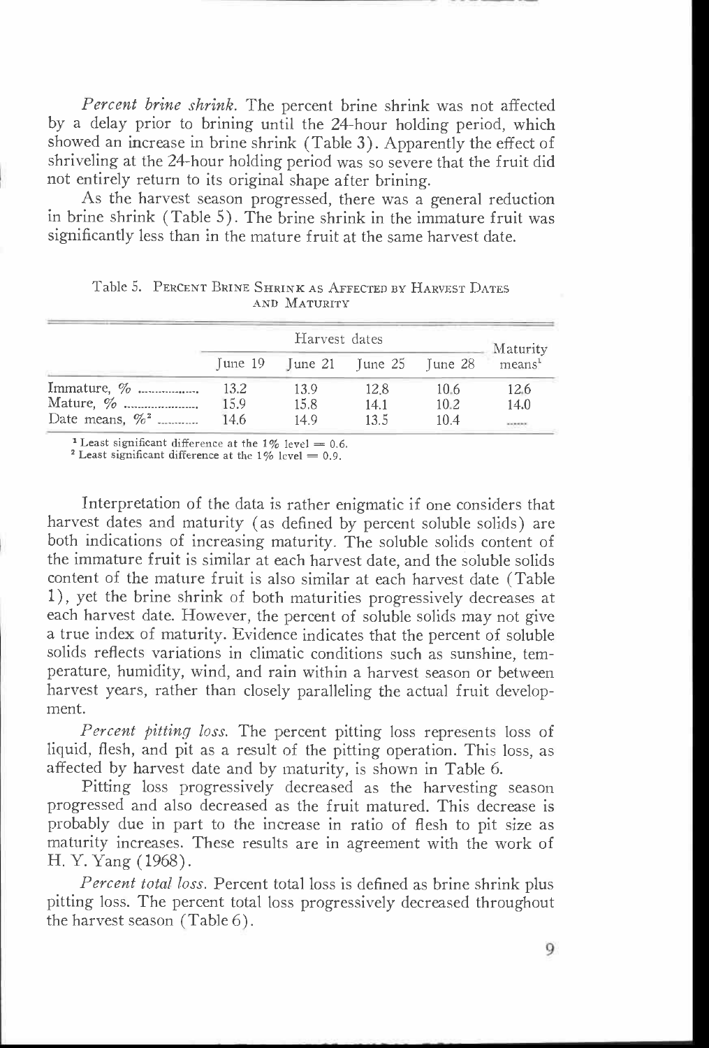*Percent brine shrink.* The percent brine shrink was not affected by a delay prior to brining until the 24-hour holding period, which showed an increase in brine shrink (Table 3). Apparently the effect of shriveling at the 24-hour holding period was so severe that the fruit did not entirely return to its original shape after brining.

As the harvest season progressed, there was a general reduction in brine shrink (Table 5). The brine shrink in the immature fruit was significantly less than in the mature fruit at the same harvest date.

Table 5. Percent Brine Shrink as Affected by Harvest Dates and Maturity

| | Harvest dates | | | | Maturity means[1] |
|---|---|---|---|---|---|
| | June 19 | June 21 | June 25 | June 28 | |
| Immature, % | 13.2 | 13.9 | 12.8 | 10.6 | 12.6 |
| Mature, % | 15.9 | 15.8 | 14.1 | 10.2 | 14.0 |
| Date means, %[2] | 14.6 | 14.9 | 13.5 | 10.4 | ...... |

[1] Least significant difference at the 1% level = 0.6.
[2] Least significant difference at the 1% level = 0.9.

Interpretation of the data is rather enigmatic if one considers that harvest dates and maturity (as defined by percent soluble solids) are both indications of increasing maturity. The soluble solids content of the immature fruit is similar at each harvest date, and the soluble solids content of the mature fruit is also similar at each harvest date (Table 1), yet the brine shrink of both maturities progressively decreases at each harvest date. However, the percent of soluble solids may not give a true index of maturity. Evidence indicates that the percent of soluble solids reflects variations in climatic conditions such as sunshine, temperature, humidity, wind, and rain within a harvest season or between harvest years, rather than closely paralleling the actual fruit development.

*Percent pitting loss.* The percent pitting loss represents loss of liquid, flesh, and pit as a result of the pitting operation. This loss, as affected by harvest date and by maturity, is shown in Table 6.

Pitting loss progressively decreased as the harvesting season progressed and also decreased as the fruit matured. This decrease is probably due in part to the increase in ratio of flesh to pit size as maturity increases. These results are in agreement with the work of H. Y. Yang (1968).

*Percent total loss.* Percent total loss is defined as brine shrink plus pitting loss. The percent total loss progressively decreased throughout the harvest season (Table 6).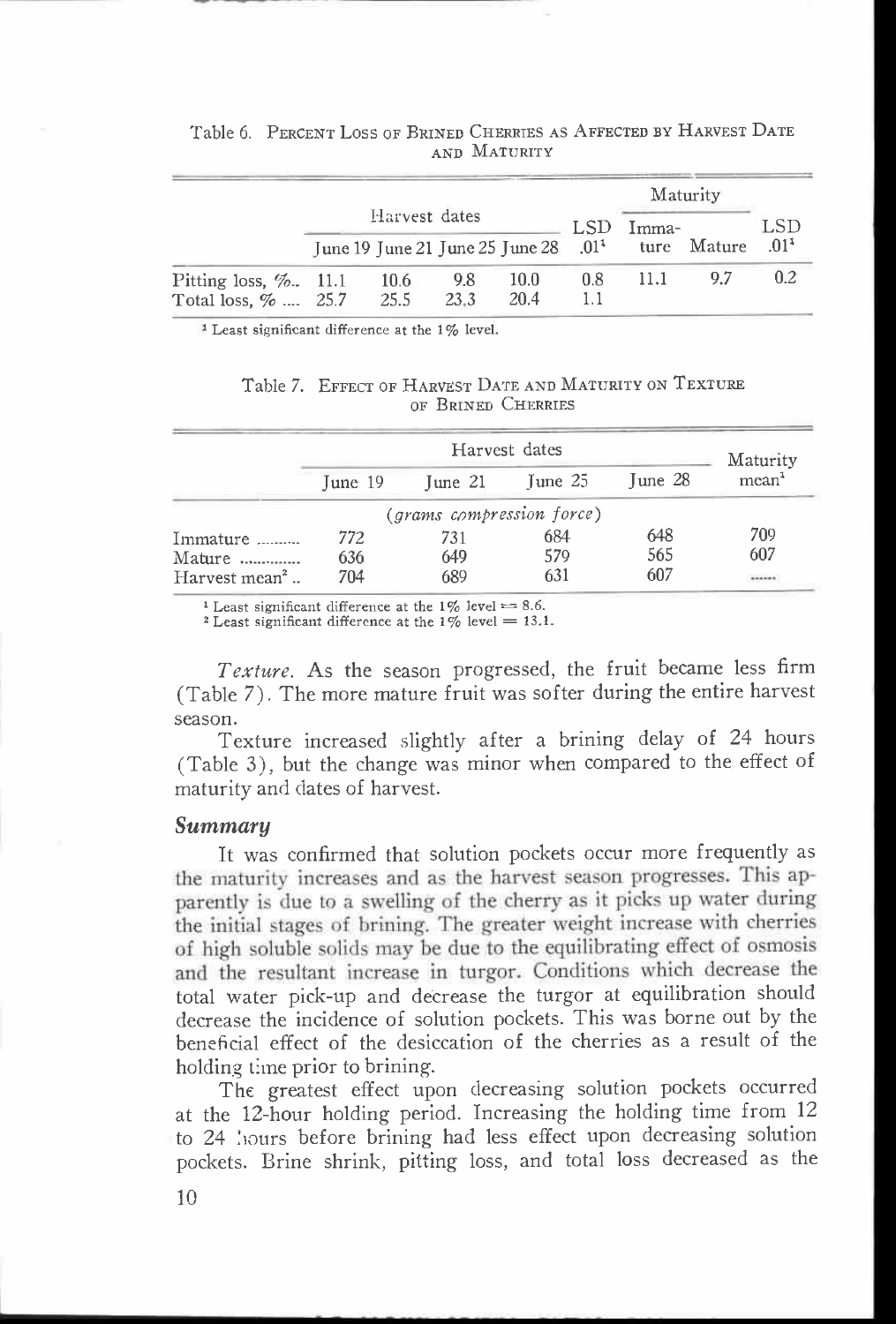Table 6. PERCENT LOSS OF BRINED CHERRIES AS AFFECTED BY HARVEST DATE AND MATURITY

| | Harvest dates | | | | LSD | Maturity | | LSD |
|---|---|---|---|---|---|---|---|---|
| | June 19 | June 21 | June 25 | June 28 | .01[1] | Immature | Mature | .01[1] |
| Pitting loss, % | 11.1 | 10.6 | 9.8 | 10.0 | 0.8 | 11.1 | 9.7 | 0.2 |
| Total loss, % | 25.7 | 25.5 | 23.3 | 20.4 | 1.1 | | | |

[1] Least significant difference at the 1% level.

Table 7. EFFECT OF HARVEST DATE AND MATURITY ON TEXTURE OF BRINED CHERRIES

| | Harvest dates | | | | Maturity |
|---|---|---|---|---|---|
| | June 19 | June 21 | June 25 | June 28 | mean[1] |
| | *(grams compression force)* | | | | |
| Immature | 772 | 731 | 684 | 648 | 709 |
| Mature | 636 | 649 | 579 | 565 | 607 |
| Harvest mean[2] | 704 | 689 | 631 | 607 | ...... |

[1] Least significant difference at the 1% level = 8.6.
[2] Least significant difference at the 1% level = 13.1.

*Texture.* As the season progressed, the fruit became less firm (Table 7). The more mature fruit was softer during the entire harvest season.

Texture increased slightly after a brining delay of 24 hours (Table 3), but the change was minor when compared to the effect of maturity and dates of harvest.

## Summary

It was confirmed that solution pockets occur more frequently as the maturity increases and as the harvest season progresses. This apparently is due to a swelling of the cherry as it picks up water during the initial stages of brining. The greater weight increase with cherries of high soluble solids may be due to the equilibrating effect of osmosis and the resultant increase in turgor. Conditions which decrease the total water pick-up and decrease the turgor at equilibration should decrease the incidence of solution pockets. This was borne out by the beneficial effect of the desiccation of the cherries as a result of the holding time prior to brining.

The greatest effect upon decreasing solution pockets occurred at the 12-hour holding period. Increasing the holding time from 12 to 24 hours before brining had less effect upon decreasing solution pockets. Brine shrink, pitting loss, and total loss decreased as the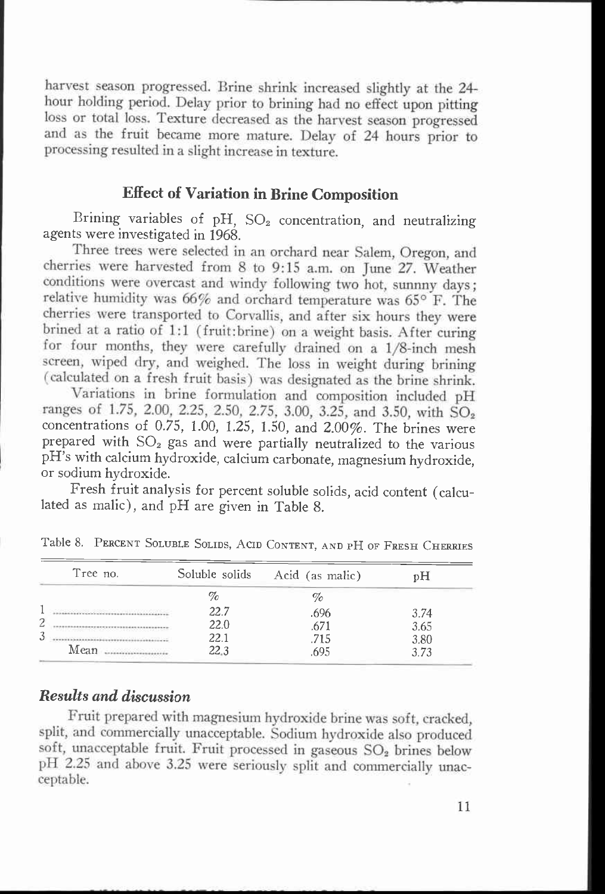harvest season progressed. Brine shrink increased slightly at the 24-hour holding period. Delay prior to brining had no effect upon pitting loss or total loss. Texture decreased as the harvest season progressed and as the fruit became more mature. Delay of 24 hours prior to processing resulted in a slight increase in texture.

## Effect of Variation in Brine Composition

Brining variables of pH, $SO_2$ concentration, and neutralizing agents were investigated in 1968.

Three trees were selected in an orchard near Salem, Oregon, and cherries were harvested from 8 to 9:15 a.m. on June 27. Weather conditions were overcast and windy following two hot, sunnny days; relative humidity was 66% and orchard temperature was 65° F. The cherries were transported to Corvallis, and after six hours they were brined at a ratio of 1:1 (fruit:brine) on a weight basis. After curing for four months, they were carefully drained on a 1/8-inch mesh screen, wiped dry, and weighed. The loss in weight during brining (calculated on a fresh fruit basis) was designated as the brine shrink.

Variations in brine formulation and composition included pH ranges of 1.75, 2.00, 2.25, 2.50, 2.75, 3.00, 3.25, and 3.50, with $SO_2$ concentrations of 0.75, 1.00, 1.25, 1.50, and 2.00%. The brines were prepared with $SO_2$ gas and were partially neutralized to the various pH's with calcium hydroxide, calcium carbonate, magnesium hydroxide, or sodium hydroxide.

Fresh fruit analysis for percent soluble solids, acid content (calculated as malic), and pH are given in Table 8.

Table 8. Percent Soluble Solids, Acid Content, and pH of Fresh Cherries

| Tree no. | Soluble solids | Acid (as malic) | pH |
|---|---|---|---|
| | % | % | |
| 1 | 22.7 | .696 | 3.74 |
| 2 | 22.0 | .671 | 3.65 |
| 3 | 22.1 | .715 | 3.80 |
| Mean | 22.3 | .695 | 3.73 |

### *Results and discussion*

Fruit prepared with magnesium hydroxide brine was soft, cracked, split, and commercially unacceptable. Sodium hydroxide also produced soft, unacceptable fruit. Fruit processed in gaseous $SO_2$ brines below pH 2.25 and above 3.25 were seriously split and commercially unacceptable.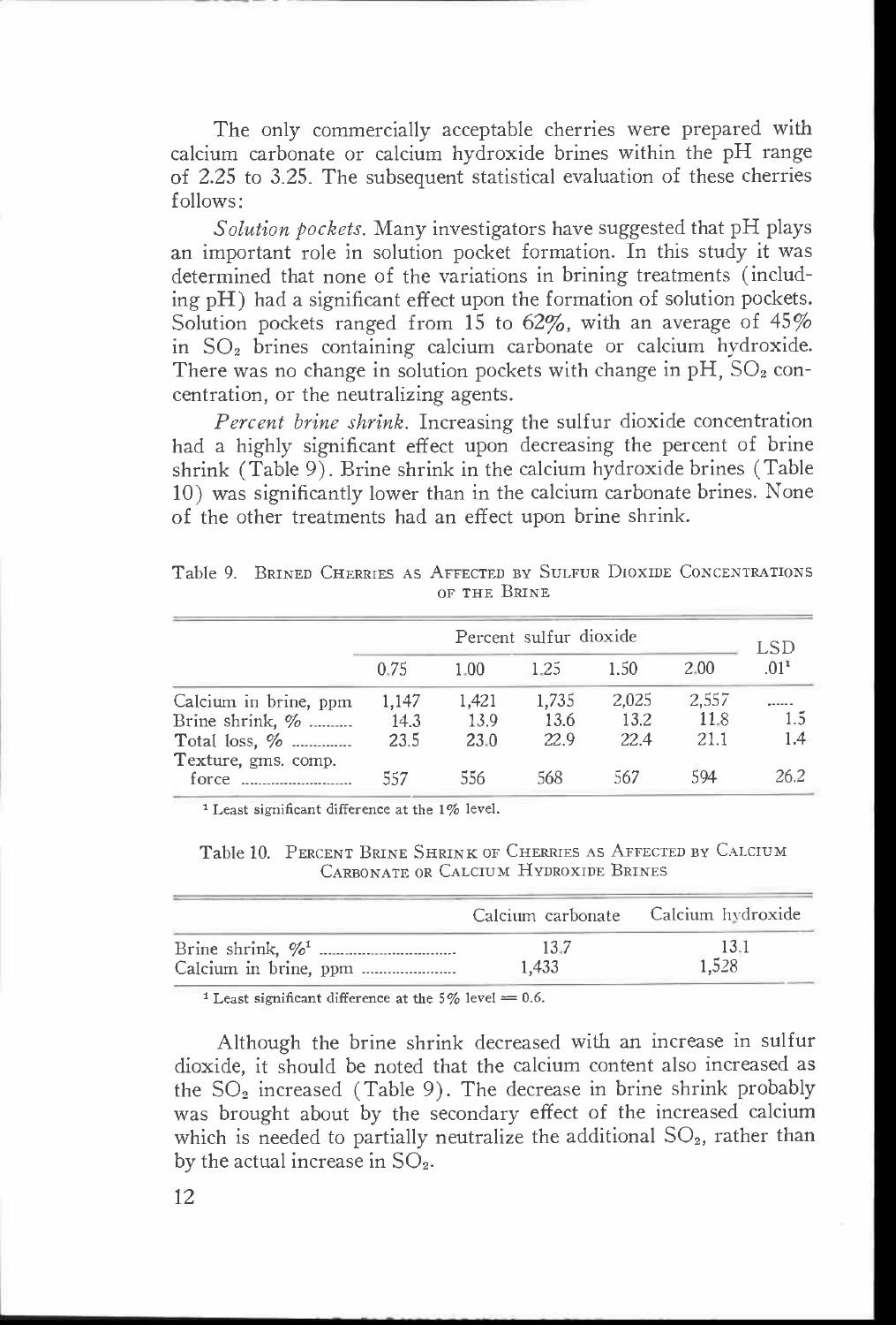The only commercially acceptable cherries were prepared with calcium carbonate or calcium hydroxide brines within the pH range of 2.25 to 3.25. The subsequent statistical evaluation of these cherries follows:

*Solution pockets.* Many investigators have suggested that pH plays an important role in solution pocket formation. In this study it was determined that none of the variations in brining treatments (including pH) had a significant effect upon the formation of solution pockets. Solution pockets ranged from 15 to 62%, with an average of 45% in $SO_2$ brines containing calcium carbonate or calcium hydroxide. There was no change in solution pockets with change in pH, $SO_2$ concentration, or the neutralizing agents.

*Percent brine shrink.* Increasing the sulfur dioxide concentration had a highly significant effect upon decreasing the percent of brine shrink (Table 9). Brine shrink in the calcium hydroxide brines (Table 10) was significantly lower than in the calcium carbonate brines. None of the other treatments had an effect upon brine shrink.

Table 9. Brined Cherries as Affected by Sulfur Dioxide Concentrations of the Brine

| | Percent sulfur dioxide | | | | | LSD |
|---|---|---|---|---|---|---|
| | 0.75 | 1.00 | 1.25 | 1.50 | 2.00 | .01[1] |
| Calcium in brine, ppm | 1,147 | 1,421 | 1,735 | 2,025 | 2,557 | ...... |
| Brine shrink, % .......... | 14.3 | 13.9 | 13.6 | 13.2 | 11.8 | 1.5 |
| Total loss, % .............. | 23.5 | 23.0 | 22.9 | 22.4 | 21.1 | 1.4 |
| Texture, gms. comp. force .......................... | 557 | 556 | 568 | 567 | 594 | 26.2 |

[1] Least significant difference at the 1% level.

Table 10. Percent Brine Shrink of Cherries as Affected by Calcium Carbonate or Calcium Hydroxide Brines

| | Calcium carbonate | Calcium hydroxide |
|---|---|---|
| Brine shrink, %[1] .................................. | 13.7 | 13.1 |
| Calcium in brine, ppm ....................... | 1,433 | 1,528 |

[1] Least significant difference at the 5% level = 0.6.

Although the brine shrink decreased with an increase in sulfur dioxide, it should be noted that the calcium content also increased as the $SO_2$ increased (Table 9). The decrease in brine shrink probably was brought about by the secondary effect of the increased calcium which is needed to partially neutralize the additional $SO_2$, rather than by the actual increase in $SO_2$.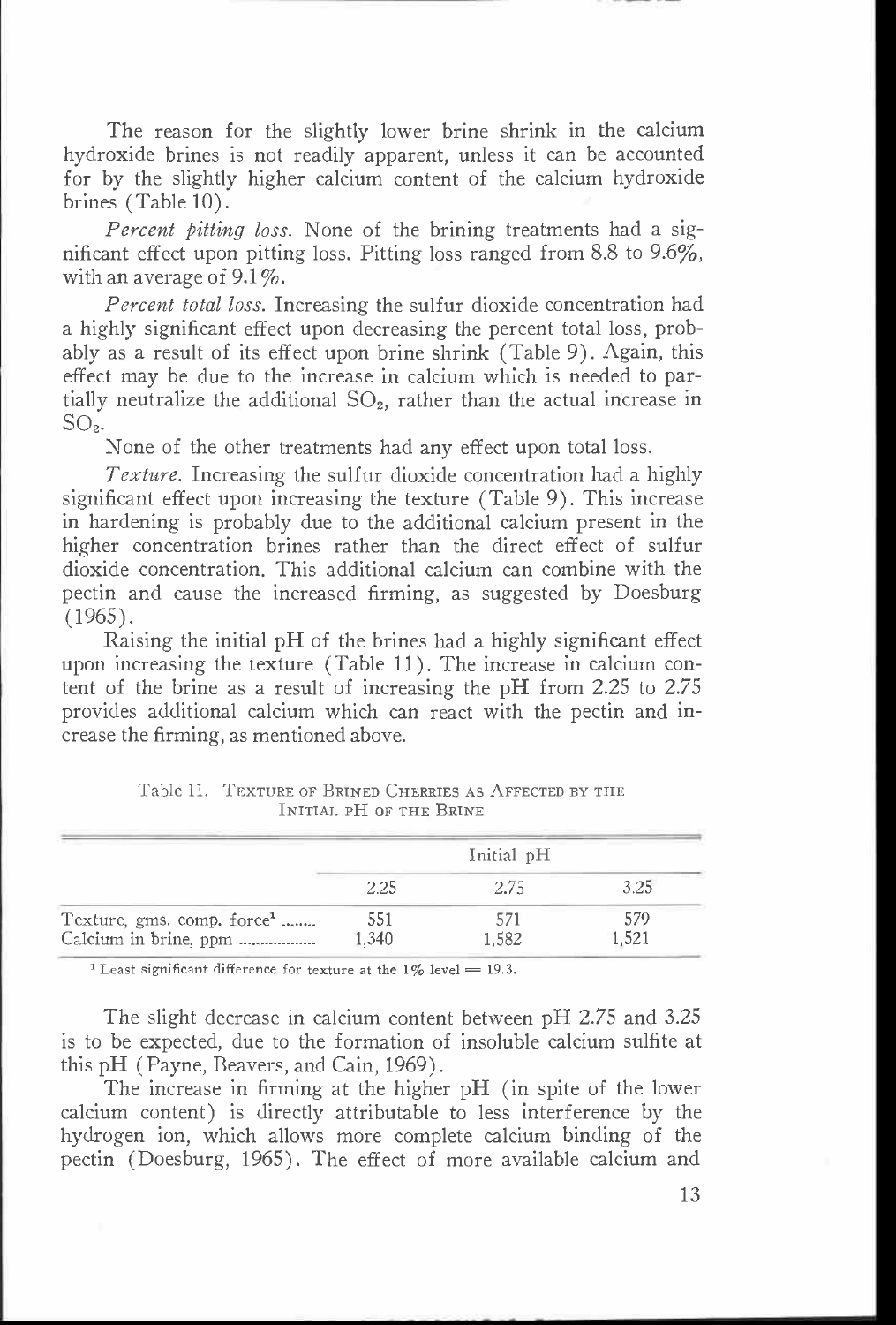The reason for the slightly lower brine shrink in the calcium hydroxide brines is not readily apparent, unless it can be accounted for by the slightly higher calcium content of the calcium hydroxide brines (Table 10).

*Percent pitting loss.* None of the brining treatments had a significant effect upon pitting loss. Pitting loss ranged from 8.8 to 9.6%, with an average of 9.1%.

*Percent total loss.* Increasing the sulfur dioxide concentration had a highly significant effect upon decreasing the percent total loss, probably as a result of its effect upon brine shrink (Table 9). Again, this effect may be due to the increase in calcium which is needed to partially neutralize the additional $SO_2$, rather than the actual increase in $SO_2$.

None of the other treatments had any effect upon total loss.

*Texture.* Increasing the sulfur dioxide concentration had a highly significant effect upon increasing the texture (Table 9). This increase in hardening is probably due to the additional calcium present in the higher concentration brines rather than the direct effect of sulfur dioxide concentration. This additional calcium can combine with the pectin and cause the increased firming, as suggested by Doesburg (1965).

Raising the initial pH of the brines had a highly significant effect upon increasing the texture (Table 11). The increase in calcium content of the brine as a result of increasing the pH from 2.25 to 2.75 provides additional calcium which can react with the pectin and increase the firming, as mentioned above.

Table 11. Texture of Brined Cherries as Affected by the Initial pH of the Brine

| | Initial pH | | |
|---|---|---|---|
| | 2.25 | 2.75 | 3.25 |
| Texture, gms. comp. force[1] | 551 | 571 | 579 |
| Calcium in brine, ppm | 1,340 | 1,582 | 1,521 |

[1] Least significant difference for texture at the 1% level = 19.3.

The slight decrease in calcium content between pH 2.75 and 3.25 is to be expected, due to the formation of insoluble calcium sulfite at this pH (Payne, Beavers, and Cain, 1969).

The increase in firming at the higher pH (in spite of the lower calcium content) is directly attributable to less interference by the hydrogen ion, which allows more complete calcium binding of the pectin (Doesburg, 1965). The effect of more available calcium and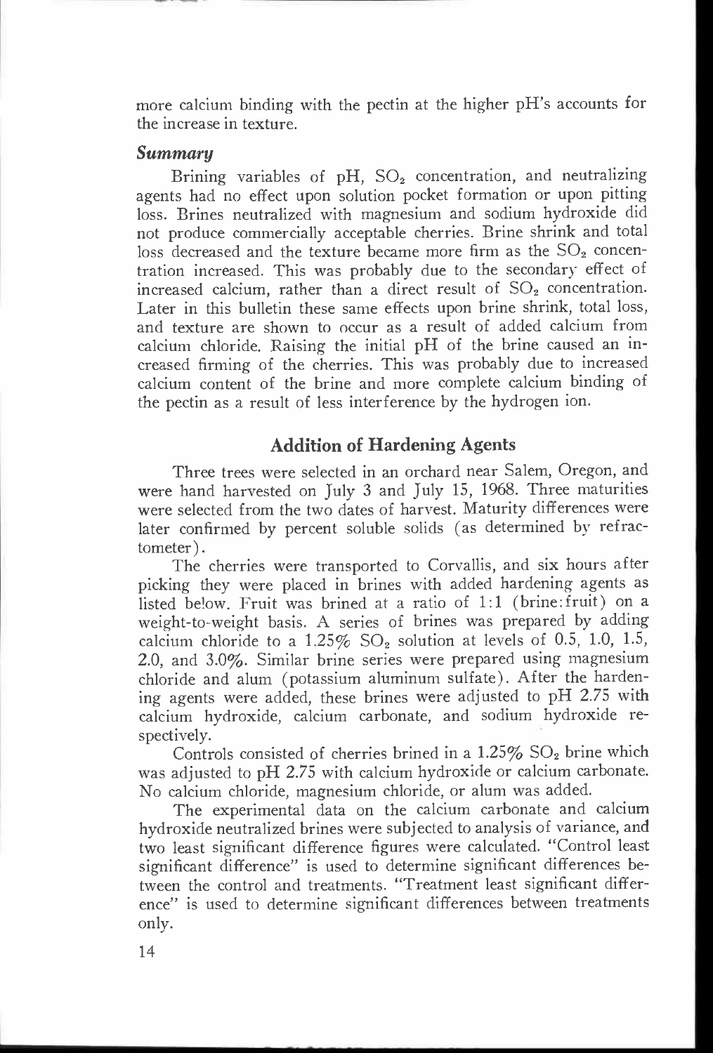more calcium binding with the pectin at the higher pH's accounts for the increase in texture.

### *Summary*

Brining variables of pH, $SO_2$ concentration, and neutralizing agents had no effect upon solution pocket formation or upon pitting loss. Brines neutralized with magnesium and sodium hydroxide did not produce commercially acceptable cherries. Brine shrink and total loss decreased and the texture became more firm as the $SO_2$ concentration increased. This was probably due to the secondary effect of increased calcium, rather than a direct result of $SO_2$ concentration. Later in this bulletin these same effects upon brine shrink, total loss, and texture are shown to occur as a result of added calcium from calcium chloride. Raising the initial pH of the brine caused an increased firming of the cherries. This was probably due to increased calcium content of the brine and more complete calcium binding of the pectin as a result of less interference by the hydrogen ion.

## Addition of Hardening Agents

Three trees were selected in an orchard near Salem, Oregon, and were hand harvested on July 3 and July 15, 1968. Three maturities were selected from the two dates of harvest. Maturity differences were later confirmed by percent soluble solids (as determined by refractometer).

The cherries were transported to Corvallis, and six hours after picking they were placed in brines with added hardening agents as listed below. Fruit was brined at a ratio of 1:1 (brine:fruit) on a weight-to-weight basis. A series of brines was prepared by adding calcium chloride to a 1.25% $SO_2$ solution at levels of 0.5, 1.0, 1.5, 2.0, and 3.0%. Similar brine series were prepared using magnesium chloride and alum (potassium aluminum sulfate). After the hardening agents were added, these brines were adjusted to pH 2.75 with calcium hydroxide, calcium carbonate, and sodium hydroxide respectively.

Controls consisted of cherries brined in a 1.25% $SO_2$ brine which was adjusted to pH 2.75 with calcium hydroxide or calcium carbonate. No calcium chloride, magnesium chloride, or alum was added.

The experimental data on the calcium carbonate and calcium hydroxide neutralized brines were subjected to analysis of variance, and two least significant difference figures were calculated. "Control least significant difference" is used to determine significant differences between the control and treatments. "Treatment least significant difference" is used to determine significant differences between treatments only.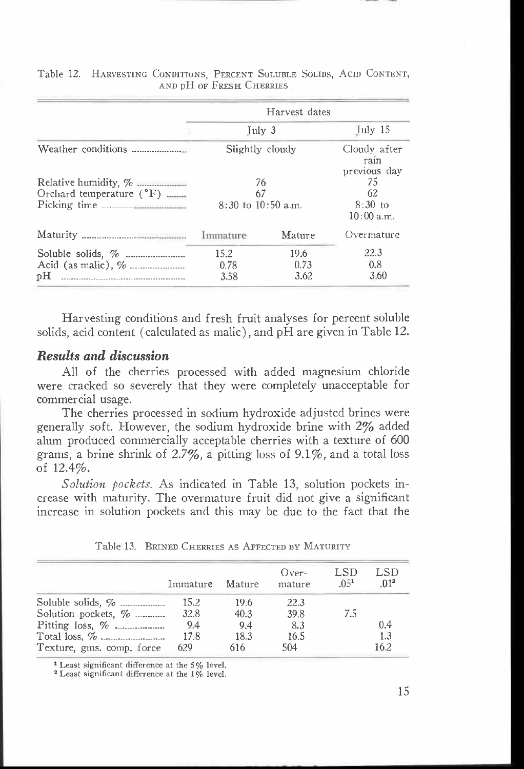Table 12. HARVESTING CONDITIONS, PERCENT SOLUBLE SOLIDS, ACID CONTENT, AND pH OF FRESH CHERRIES

| | Harvest dates | | |
|---|---|---|---|
| | July 3 | | July 15 |
| Weather conditions | Slightly cloudy | | Cloudy after rain previous day |
| Relative humidity, % | 76 | | 75 |
| Orchard temperature (°F) | 67 | | 62 |
| Picking time | 8:30 to 10:50 a.m. | | 8:30 to 10:00 a.m. |
| Maturity | Immature | Mature | Overmature |
| Soluble solids, % | 15.2 | 19.6 | 22.3 |
| Acid (as malic), % | 0.78 | 0.73 | 0.8 |
| pH | 3.58 | 3.62 | 3.60 |

Harvesting conditions and fresh fruit analyses for percent soluble solids, acid content (calculated as malic), and pH are given in Table 12.

### *Results and discussion*

All of the cherries processed with added magnesium chloride were cracked so severely that they were completely unacceptable for commercial usage.

The cherries processed in sodium hydroxide adjusted brines were generally soft. However, the sodium hydroxide brine with 2% added alum produced commercially acceptable cherries with a texture of 600 grams, a brine shrink of 2.7%, a pitting loss of 9.1%, and a total loss of 12.4%.

*Solution pockets.* As indicated in Table 13, solution pockets increase with maturity. The overmature fruit did not give a significant increase in solution pockets and this may be due to the fact that the

Table 13. BRINED CHERRIES AS AFFECTED BY MATURITY

| | Immature | Mature | Over-mature | LSD .05[1] | LSD .01[2] |
|---|---|---|---|---|---|
| Soluble solids, % | 15.2 | 19.6 | 22.3 | | |
| Solution pockets, % | 32.8 | 40.3 | 39.8 | 7.5 | |
| Pitting loss, % | 9.4 | 9.4 | 8.3 | | 0.4 |
| Total loss, % | 17.8 | 18.3 | 16.5 | | 1.3 |
| Texture, gms. comp. force | 629 | 616 | 504 | | 16.2 |

[1] Least significant difference at the 5% level.
[2] Least significant difference at the 1% level.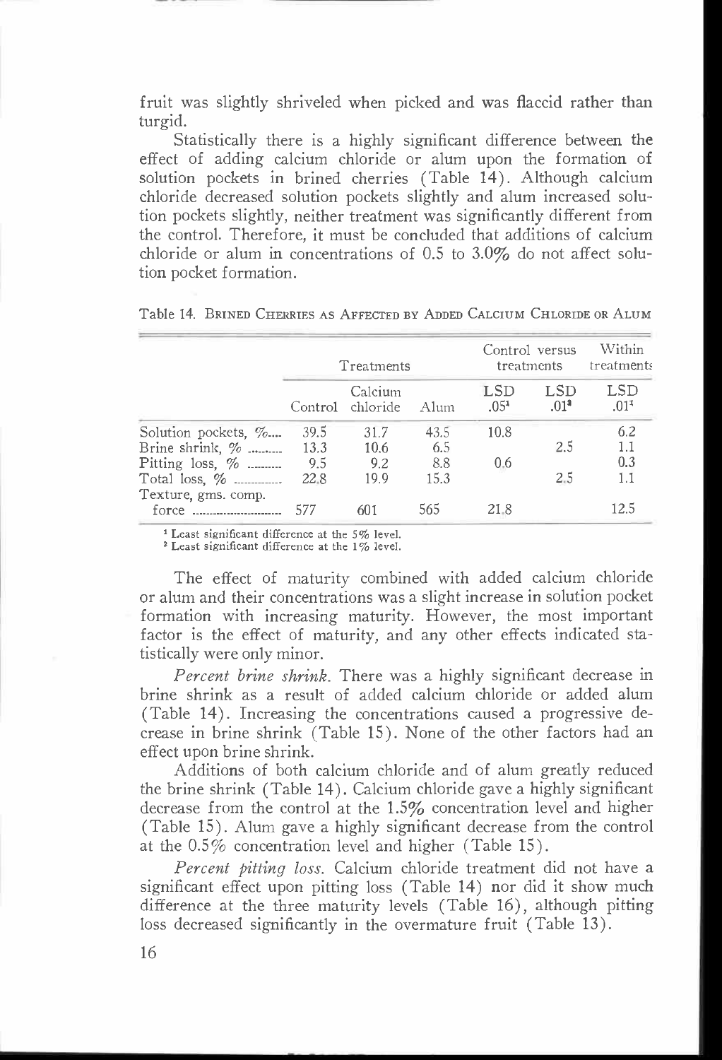fruit was slightly shriveled when picked and was flaccid rather than turgid.

Statistically there is a highly significant difference between the effect of adding calcium chloride or alum upon the formation of solution pockets in brined cherries (Table 14). Although calcium chloride decreased solution pockets slightly and alum increased solution pockets slightly, neither treatment was significantly different from the control. Therefore, it must be concluded that additions of calcium chloride or alum in concentrations of 0.5 to 3.0% do not affect solution pocket formation.

Table 14. Brined Cherries as Affected by Added Calcium Chloride or Alum

| | Treatments | | | Control versus treatments | | Within treatments |
|---|---|---|---|---|---|---|
| | Control | Calcium chloride | Alum | LSD .05[1] | LSD .01[2] | LSD .01[1] |
| Solution pockets, % | 39.5 | 31.7 | 43.5 | 10.8 | | 6.2 |
| Brine shrink, % | 13.3 | 10.6 | 6.5 | | 2.5 | 1.1 |
| Pitting loss, % | 9.5 | 9.2 | 8.8 | 0.6 | | 0.3 |
| Total loss, % | 22.8 | 19.9 | 15.3 | | 2.5 | 1.1 |
| Texture, gms. comp. force | 577 | 601 | 565 | 21.8 | | 12.5 |

[1] Least significant difference at the 5% level.
[2] Least significant difference at the 1% level.

The effect of maturity combined with added calcium chloride or alum and their concentrations was a slight increase in solution pocket formation with increasing maturity. However, the most important factor is the effect of maturity, and any other effects indicated statistically were only minor.

*Percent brine shrink.* There was a highly significant decrease in brine shrink as a result of added calcium chloride or added alum (Table 14). Increasing the concentrations caused a progressive decrease in brine shrink (Table 15). None of the other factors had an effect upon brine shrink.

Additions of both calcium chloride and of alum greatly reduced the brine shrink (Table 14). Calcium chloride gave a highly significant decrease from the control at the 1.5% concentration level and higher (Table 15). Alum gave a highly significant decrease from the control at the 0.5% concentration level and higher (Table 15).

*Percent pitting loss.* Calcium chloride treatment did not have a significant effect upon pitting loss (Table 14) nor did it show much difference at the three maturity levels (Table 16), although pitting loss decreased significantly in the overmature fruit (Table 13).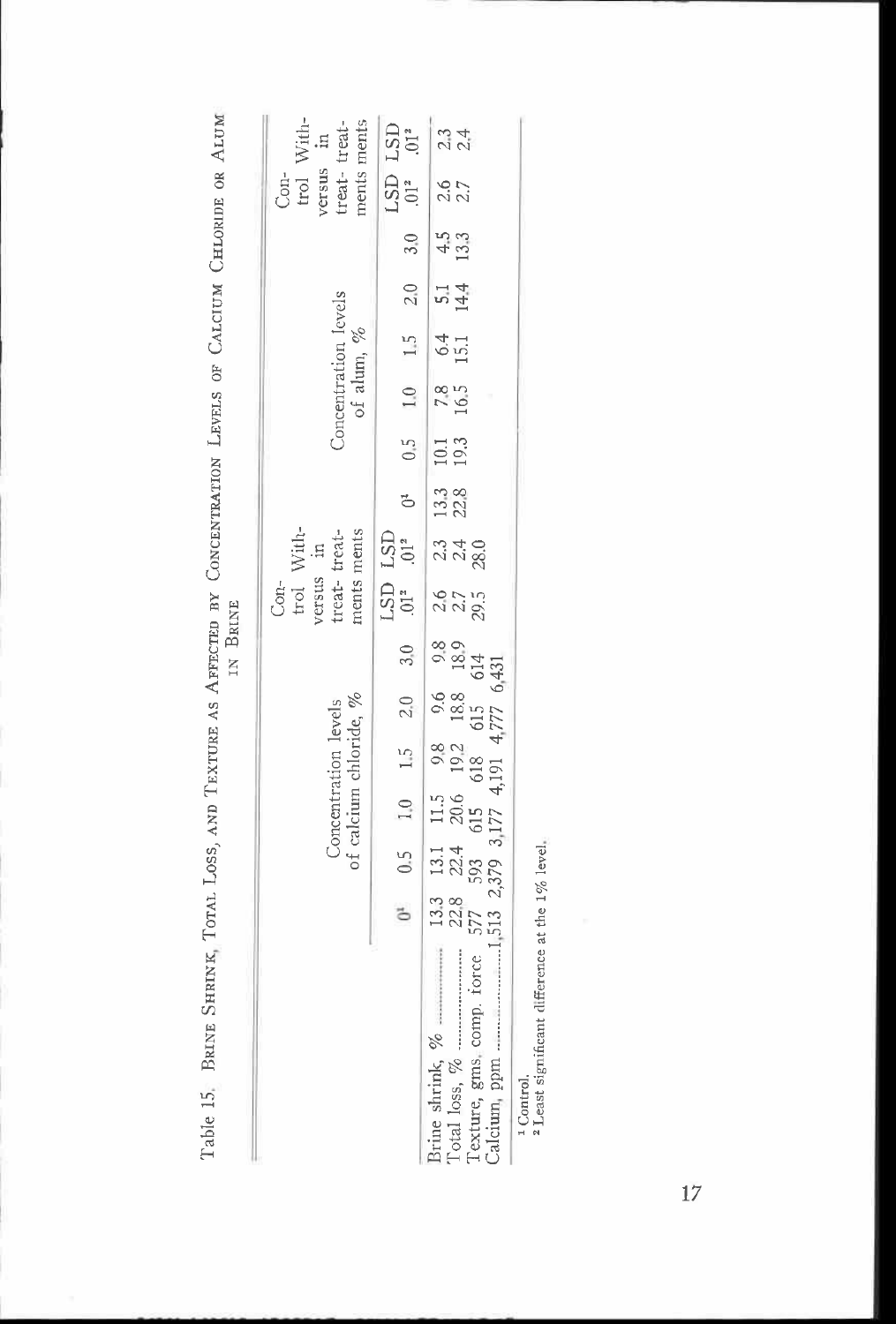Table 15. Brine Shrink, Total Loss, and Texture as Affected by Concentration Levels of Calcium Chloride or Alum in Brine

| | Concentration levels of calcium chloride, % | | | | | | Control versus treatments | Within treatments | Concentration levels of alum, % | | | | | | Control versus treatments | Within treatments |
|---|---|---|---|---|---|---|---|---|---|---|---|---|---|---|---|---|
| | 0[1] | 0.5 | 1.0 | 1.5 | 2.0 | 3.0 | LSD .01[2] | LSD .01[2] | 0[1] | 0.5 | 1.0 | 1.5 | 2.0 | 3.0 | LSD .01[2] | LSD .01[2] |
| Brine shrink, % | 13.3 | 13.1 | 11.5 | 9.8 | 9.6 | 9.8 | 2.6 | 2.3 | 13.3 | 10.1 | 7.8 | 6.4 | 5.1 | 4.5 | 2.6 | 2.3 |
| Total loss, % | 22.8 | 22.4 | 20.6 | 19.2 | 18.8 | 18.9 | 2.7 | 2.4 | 22.8 | 19.3 | 16.5 | 15.1 | 14.4 | 13.3 | 2.7 | 2.4 |
| Texture, gms. comp. force | 577 | 593 | 615 | 618 | 615 | 614 | 29.5 | 28.0 | | | | | | | | |
| Calcium, ppm | 1,513 | 2,379 | 3,177 | 4,191 | 4,777 | 6,431 | | | | | | | | | | |

[1] Control.
[2] Least significant difference at the 1% level.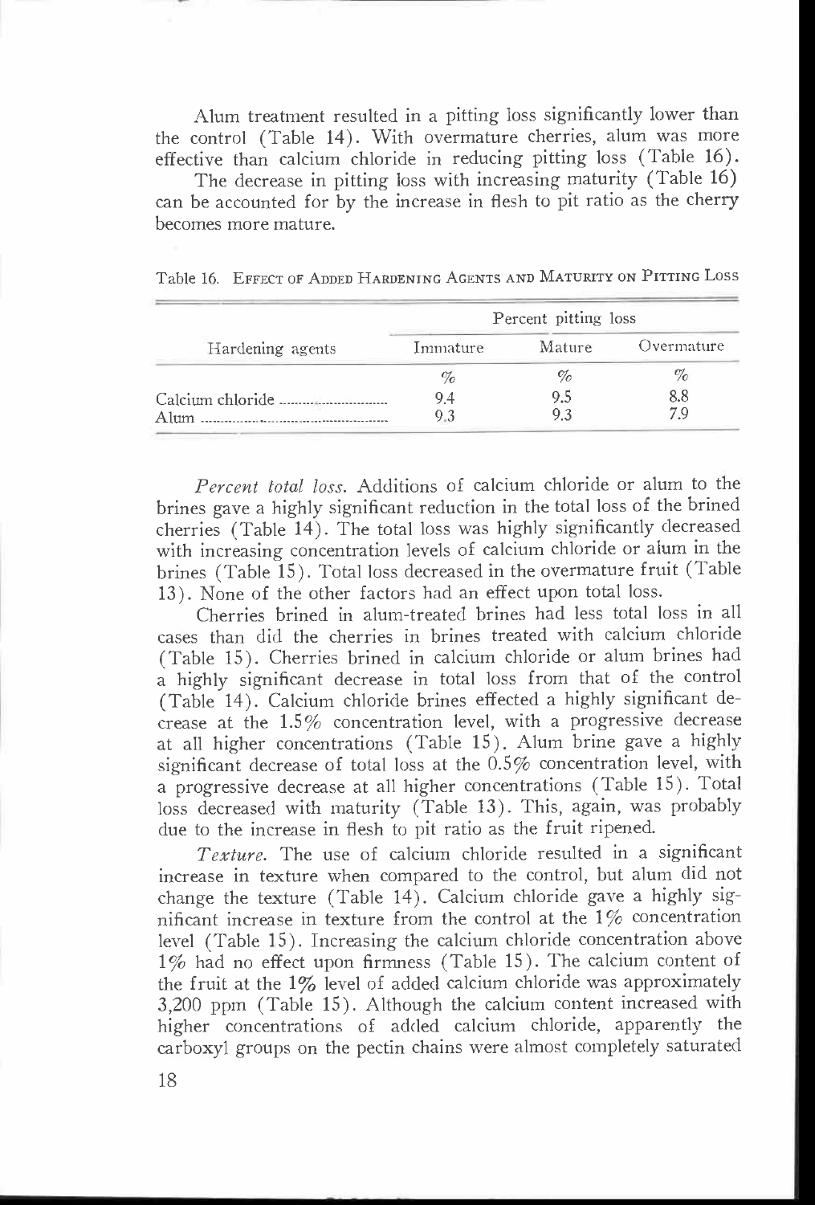Alum treatment resulted in a pitting loss significantly lower than the control (Table 14). With overmature cherries, alum was more effective than calcium chloride in reducing pitting loss (Table 16).

The decrease in pitting loss with increasing maturity (Table 16) can be accounted for by the increase in flesh to pit ratio as the cherry becomes more mature.

Table 16. EFFECT OF ADDED HARDENING AGENTS AND MATURITY ON PITTING LOSS

| Hardening agents | Percent pitting loss | | |
|---|---|---|---|
| | Immature | Mature | Overmature |
| | % | % | % |
| Calcium chloride | 9.4 | 9.5 | 8.8 |
| Alum | 9.3 | 9.3 | 7.9 |

*Percent total loss.* Additions of calcium chloride or alum to the brines gave a highly significant reduction in the total loss of the brined cherries (Table 14). The total loss was highly significantly decreased with increasing concentration levels of calcium chloride or alum in the brines (Table 15). Total loss decreased in the overmature fruit (Table 13). None of the other factors had an effect upon total loss.

Cherries brined in alum-treated brines had less total loss in all cases than did the cherries in brines treated with calcium chloride (Table 15). Cherries brined in calcium chloride or alum brines had a highly significant decrease in total loss from that of the control (Table 14). Calcium chloride brines effected a highly significant decrease at the 1.5% concentration level, with a progressive decrease at all higher concentrations (Table 15). Alum brine gave a highly significant decrease of total loss at the 0.5% concentration level, with a progressive decrease at all higher concentrations (Table 15). Total loss decreased with maturity (Table 13). This, again, was probably due to the increase in flesh to pit ratio as the fruit ripened.

*Texture.* The use of calcium chloride resulted in a significant increase in texture when compared to the control, but alum did not change the texture (Table 14). Calcium chloride gave a highly significant increase in texture from the control at the 1% concentration level (Table 15). Increasing the calcium chloride concentration above 1% had no effect upon firmness (Table 15). The calcium content of the fruit at the 1% level of added calcium chloride was approximately 3,200 ppm (Table 15). Although the calcium content increased with higher concentrations of added calcium chloride, apparently the carboxyl groups on the pectin chains were almost completely saturated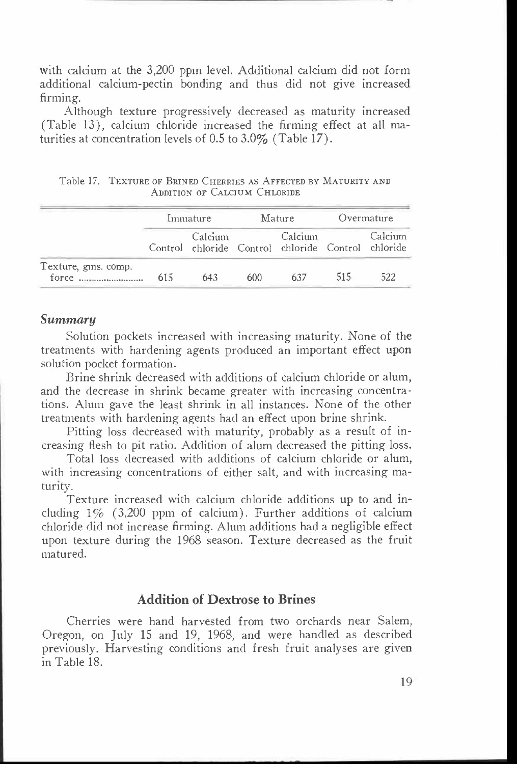with calcium at the 3,200 ppm level. Additional calcium did not form additional calcium-pectin bonding and thus did not give increased firming.

Although texture progressively decreased as maturity increased (Table 13), calcium chloride increased the firming effect at all maturities at concentration levels of 0.5 to 3.0% (Table 17).

Table 17. Texture of Brined Cherries as Affected by Maturity and Addition of Calcium Chloride

| | Immature | | Mature | | Overmature | |
|---|---|---|---|---|---|---|
| | Control | Calcium chloride | Control | Calcium chloride | Control | Calcium chloride |
| Texture, gms. comp. force | 615 | 643 | 600 | 637 | 515 | 522 |

### *Summary*

Solution pockets increased with increasing maturity. None of the treatments with hardening agents produced an important effect upon solution pocket formation.

Brine shrink decreased with additions of calcium chloride or alum, and the decrease in shrink became greater with increasing concentrations. Alum gave the least shrink in all instances. None of the other treatments with hardening agents had an effect upon brine shrink.

Pitting loss decreased with maturity, probably as a result of increasing flesh to pit ratio. Addition of alum decreased the pitting loss.

Total loss decreased with additions of calcium chloride or alum, with increasing concentrations of either salt, and with increasing maturity.

Texture increased with calcium chloride additions up to and including 1% (3,200 ppm of calcium). Further additions of calcium chloride did not increase firming. Alum additions had a negligible effect upon texture during the 1968 season. Texture decreased as the fruit matured.

## Addition of Dextrose to Brines

Cherries were hand harvested from two orchards near Salem, Oregon, on July 15 and 19, 1968, and were handled as described previously. Harvesting conditions and fresh fruit analyses are given in Table 18.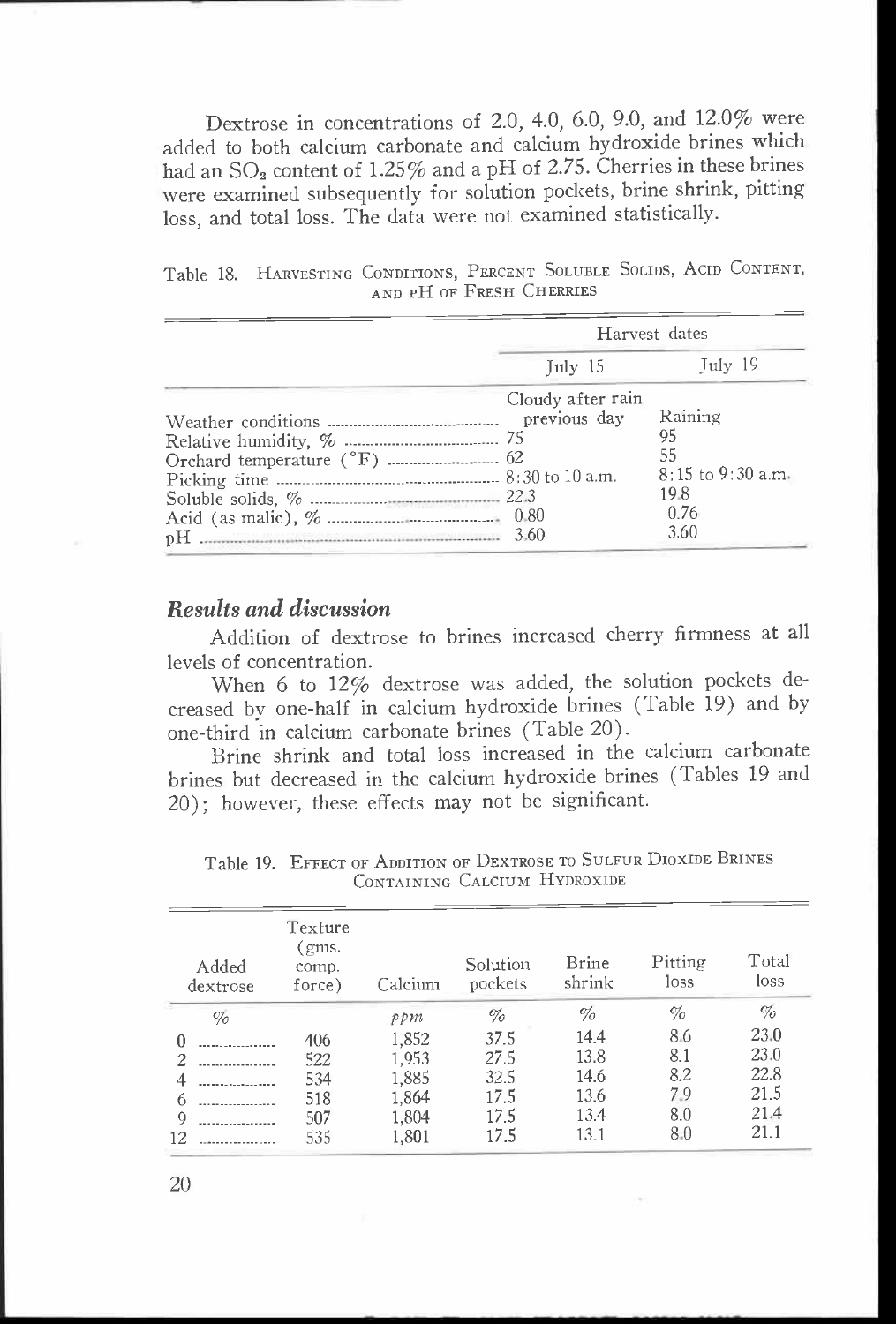Dextrose in concentrations of 2.0, 4.0, 6.0, 9.0, and 12.0% were added to both calcium carbonate and calcium hydroxide brines which had an $SO_2$ content of 1.25% and a pH of 2.75. Cherries in these brines were examined subsequently for solution pockets, brine shrink, pitting loss, and total loss. The data were not examined statistically.

Table 18. Harvesting Conditions, Percent Soluble Solids, Acid Content, and pH of Fresh Cherries

| | Harvest dates | |
|---|---|---|
| | July 15 | July 19 |
| Weather conditions | Cloudy after rain previous day | Raining |
| Relative humidity, % | 75 | 95 |
| Orchard temperature (°F) | 62 | 55 |
| Picking time | 8:30 to 10 a.m. | 8:15 to 9:30 a.m. |
| Soluble solids, % | 22.3 | 19.8 |
| Acid (as malic), % | 0.80 | 0.76 |
| pH | 3.60 | 3.60 |

### *Results and discussion*

Addition of dextrose to brines increased cherry firmness at all levels of concentration.

When 6 to 12% dextrose was added, the solution pockets decreased by one-half in calcium hydroxide brines (Table 19) and by one-third in calcium carbonate brines (Table 20).

Brine shrink and total loss increased in the calcium carbonate brines but decreased in the calcium hydroxide brines (Tables 19 and 20); however, these effects may not be significant.

Table 19. Effect of Addition of Dextrose to Sulfur Dioxide Brines Containing Calcium Hydroxide

| Added dextrose | Texture (gms. comp. force) | Calcium | Solution pockets | Brine shrink | Pitting loss | Total loss |
|---|---|---|---|---|---|---|
| % | | ppm | % | % | % | % |
| 0 | 406 | 1,852 | 37.5 | 14.4 | 8.6 | 23.0 |
| 2 | 522 | 1,953 | 27.5 | 13.8 | 8.1 | 23.0 |
| 4 | 534 | 1,885 | 32.5 | 14.6 | 8.2 | 22.8 |
| 6 | 518 | 1,864 | 17.5 | 13.6 | 7.9 | 21.5 |
| 9 | 507 | 1,804 | 17.5 | 13.4 | 8.0 | 21.4 |
| 12 | 535 | 1,801 | 17.5 | 13.1 | 8.0 | 21.1 |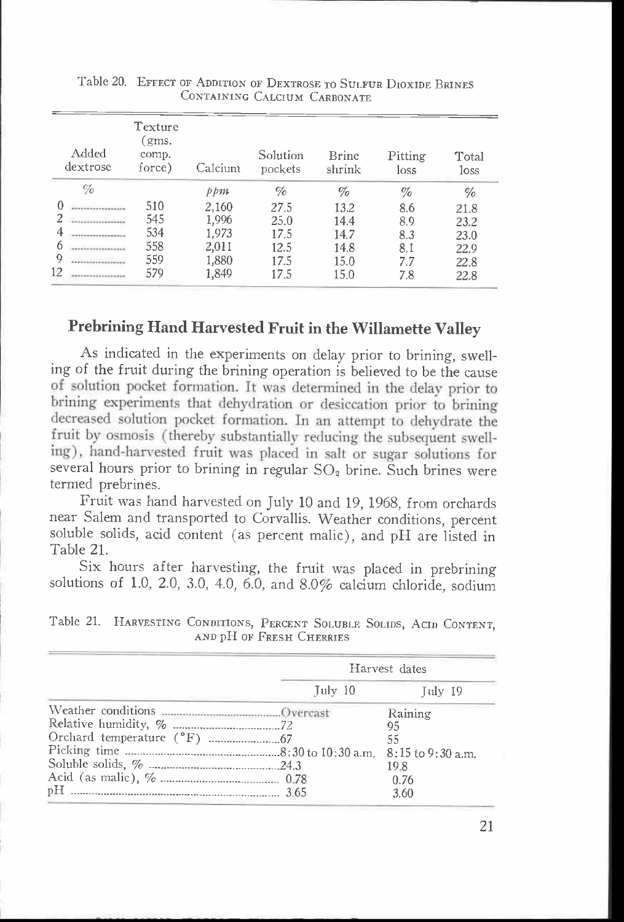Table 20. EFFECT OF ADDITION OF DEXTROSE TO SULFUR DIOXIDE BRINES CONTAINING CALCIUM CARBONATE

| Added dextrose | Texture (gms. comp. force) | Calcium | Solution pockets | Brine shrink | Pitting loss | Total loss |
|---|---|---|---|---|---|---|
| % | | ppm | % | % | % | % |
| 0 | 510 | 2,160 | 27.5 | 13.2 | 8.6 | 21.8 |
| 2 | 545 | 1,996 | 25.0 | 14.4 | 8.9 | 23.2 |
| 4 | 534 | 1,973 | 17.5 | 14.7 | 8.3 | 23.0 |
| 6 | 558 | 2,011 | 12.5 | 14.8 | 8.1 | 22.9 |
| 9 | 559 | 1,880 | 17.5 | 15.0 | 7.7 | 22.8 |
| 12 | 579 | 1,849 | 17.5 | 15.0 | 7.8 | 22.8 |

## Prebrining Hand Harvested Fruit in the Willamette Valley

As indicated in the experiments on delay prior to brining, swelling of the fruit during the brining operation is believed to be the cause of solution pocket formation. It was determined in the delay prior to brining experiments that dehydration or desiccation prior to brining decreased solution pocket formation. In an attempt to dehydrate the fruit by osmosis (thereby substantially reducing the subsequent swelling), hand-harvested fruit was placed in salt or sugar solutions for several hours prior to brining in regular $SO_2$ brine. Such brines were termed prebrines.

Fruit was hand harvested on July 10 and 19, 1968, from orchards near Salem and transported to Corvallis. Weather conditions, percent soluble solids, acid content (as percent malic), and pH are listed in Table 21.

Six hours after harvesting, the fruit was placed in prebrining solutions of 1.0, 2.0, 3.0, 4.0, 6.0, and 8.0% calcium chloride, sodium

Table 21. HARVESTING CONDITIONS, PERCENT SOLUBLE SOLIDS, ACID CONTENT, AND pH OF FRESH CHERRIES

| | Harvest dates | |
|---|---|---|
| | July 10 | July 19 |
| Weather conditions | Overcast | Raining |
| Relative humidity, % | 72 | 95 |
| Orchard temperature (°F) | 67 | 55 |
| Picking time | 8:30 to 10:30 a.m. | 8:15 to 9:30 a.m. |
| Soluble solids, % | 24.3 | 19.8 |
| Acid (as malic), % | 0.78 | 0.76 |
| pH | 3.65 | 3.60 |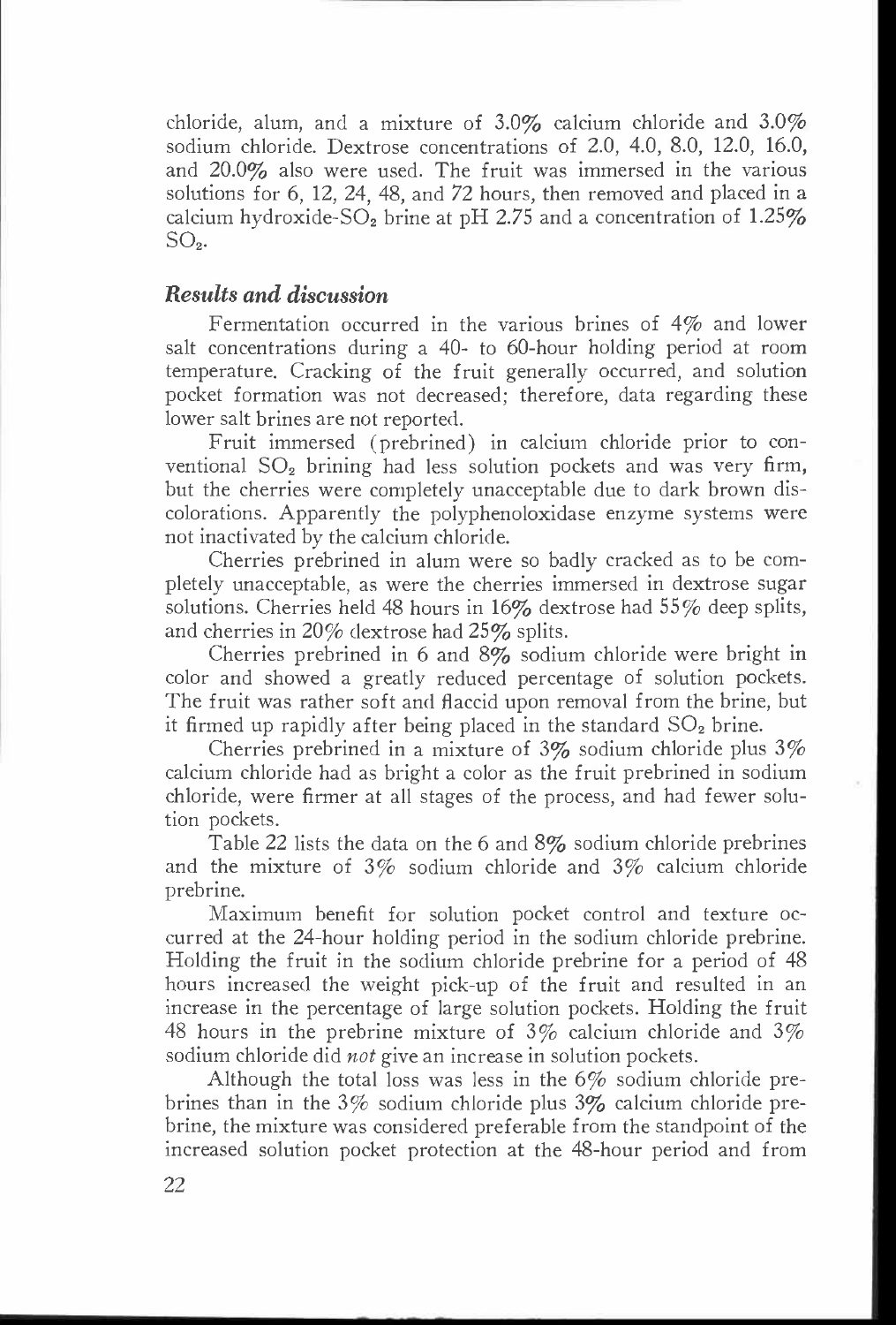chloride, alum, and a mixture of 3.0% calcium chloride and 3.0% sodium chloride. Dextrose concentrations of 2.0, 4.0, 8.0, 12.0, 16.0, and 20.0% also were used. The fruit was immersed in the various solutions for 6, 12, 24, 48, and 72 hours, then removed and placed in a calcium hydroxide-$SO_2$ brine at pH 2.75 and a concentration of 1.25% $SO_2$.

### *Results and discussion*

Fermentation occurred in the various brines of 4% and lower salt concentrations during a 40- to 60-hour holding period at room temperature. Cracking of the fruit generally occurred, and solution pocket formation was not decreased; therefore, data regarding these lower salt brines are not reported.

Fruit immersed (prebrined) in calcium chloride prior to conventional $SO_2$ brining had less solution pockets and was very firm, but the cherries were completely unacceptable due to dark brown discolorations. Apparently the polyphenoloxidase enzyme systems were not inactivated by the calcium chloride.

Cherries prebrined in alum were so badly cracked as to be completely unacceptable, as were the cherries immersed in dextrose sugar solutions. Cherries held 48 hours in 16% dextrose had 55% deep splits, and cherries in 20% dextrose had 25% splits.

Cherries prebrined in 6 and 8% sodium chloride were bright in color and showed a greatly reduced percentage of solution pockets. The fruit was rather soft and flaccid upon removal from the brine, but it firmed up rapidly after being placed in the standard $SO_2$ brine.

Cherries prebrined in a mixture of 3% sodium chloride plus 3% calcium chloride had as bright a color as the fruit prebrined in sodium chloride, were firmer at all stages of the process, and had fewer solution pockets.

Table 22 lists the data on the 6 and 8% sodium chloride prebrines and the mixture of 3% sodium chloride and 3% calcium chloride prebrine.

Maximum benefit for solution pocket control and texture occurred at the 24-hour holding period in the sodium chloride prebrine. Holding the fruit in the sodium chloride prebrine for a period of 48 hours increased the weight pick-up of the fruit and resulted in an increase in the percentage of large solution pockets. Holding the fruit 48 hours in the prebrine mixture of 3% calcium chloride and 3% sodium chloride did *not* give an increase in solution pockets.

Although the total loss was less in the 6% sodium chloride prebrines than in the 3% sodium chloride plus 3% calcium chloride prebrine, the mixture was considered preferable from the standpoint of the increased solution pocket protection at the 48-hour period and from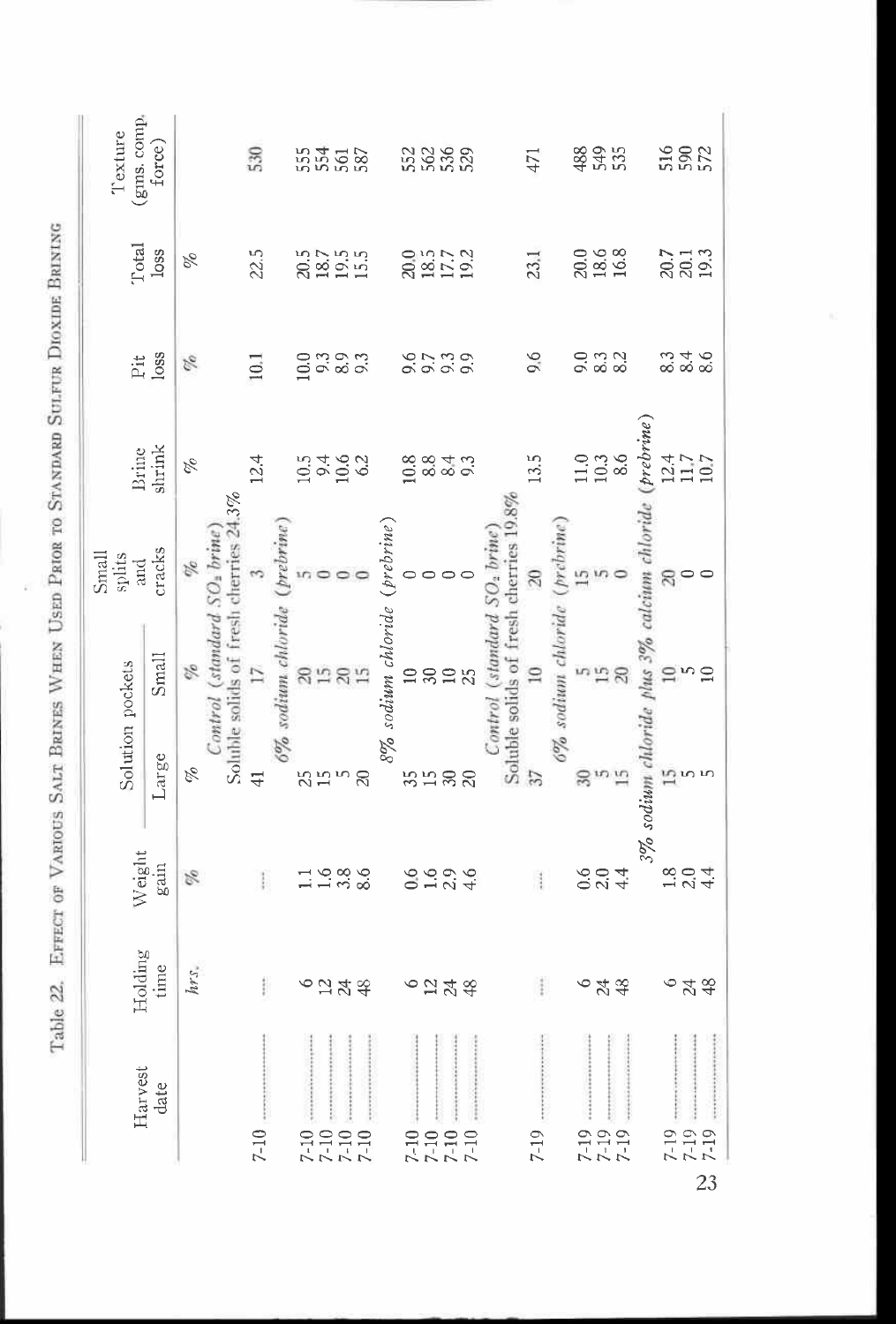Table 22. Effect of Various Salt Brines When Used Prior to Standard Sulfur Dioxide Brining

| Harvest date | Holding time | Weight gain | Solution pockets | | Small splits and cracks | Brine shrink | Pit loss | Total loss | Texture (gms. comp. force) |
|---|---|---|---|---|---|---|---|---|---|
| | | | Large | Small | | | | | |
| | *hrs.* | % | % | % | % | % | % | % | |
| *Control (standard $SO_2$ brine)* Soluble solids of fresh cherries 24.3% | | | | | | | | | |
| 7-10 | ... | ... | 41 | 17 | 3 | 12.4 | 10.1 | 22.5 | 530 |
| *6% sodium chloride (prebrine)* | | | | | | | | | |
| 7-10 | 6 | 1.1 | 25 | 20 | 5 | 10.5 | 10.0 | 20.5 | 555 |
| 7-10 | 12 | 1.6 | 15 | 15 | 0 | 9.4 | 9.3 | 18.7 | 554 |
| 7-10 | 24 | 3.8 | 5 | 20 | 0 | 10.6 | 8.9 | 19.5 | 561 |
| 7-10 | 48 | 8.6 | 20 | 15 | 0 | 6.2 | 9.3 | 15.5 | 587 |
| *8% sodium chloride (prebrine)* | | | | | | | | | |
| 7-10 | 6 | 0.6 | 35 | 10 | 0 | 10.8 | 9.6 | 20.0 | 552 |
| 7-10 | 12 | 1.6 | 15 | 30 | 0 | 8.8 | 9.7 | 18.5 | 562 |
| 7-10 | 24 | 2.9 | 30 | 10 | 0 | 8.4 | 9.3 | 17.7 | 536 |
| 7-10 | 48 | 4.6 | 20 | 25 | 0 | 9.3 | 9.9 | 19.2 | 529 |
| *Control (standard $SO_2$ brine)* Soluble solids of fresh cherries 19.8% | | | | | | | | | |
| 7-19 | ... | ... | 37 | 10 | 20 | 13.5 | 9.6 | 23.1 | 471 |
| *6% sodium chloride (prebrine)* | | | | | | | | | |
| 7-19 | 6 | 0.6 | 30 | 5 | 15 | 11.0 | 9.0 | 20.0 | 488 |
| 7-19 | 24 | 2.0 | 5 | 15 | 5 | 10.3 | 8.3 | 18.6 | 549 |
| 7-19 | 48 | 4.4 | 15 | 20 | 0 | 8.6 | 8.2 | 16.8 | 535 |
| *3% sodium chloride plus 3% calcium chloride (prebrine)* | | | | | | | | | |
| 7-19 | 6 | 1.8 | 15 | 10 | 20 | 12.4 | 8.3 | 20.7 | 516 |
| 7-19 | 24 | 2.0 | 5 | 5 | 0 | 11.7 | 8.4 | 20.1 | 590 |
| 7-19 | 48 | 4.4 | 5 | 10 | 0 | 10.7 | 8.6 | 19.3 | 572 |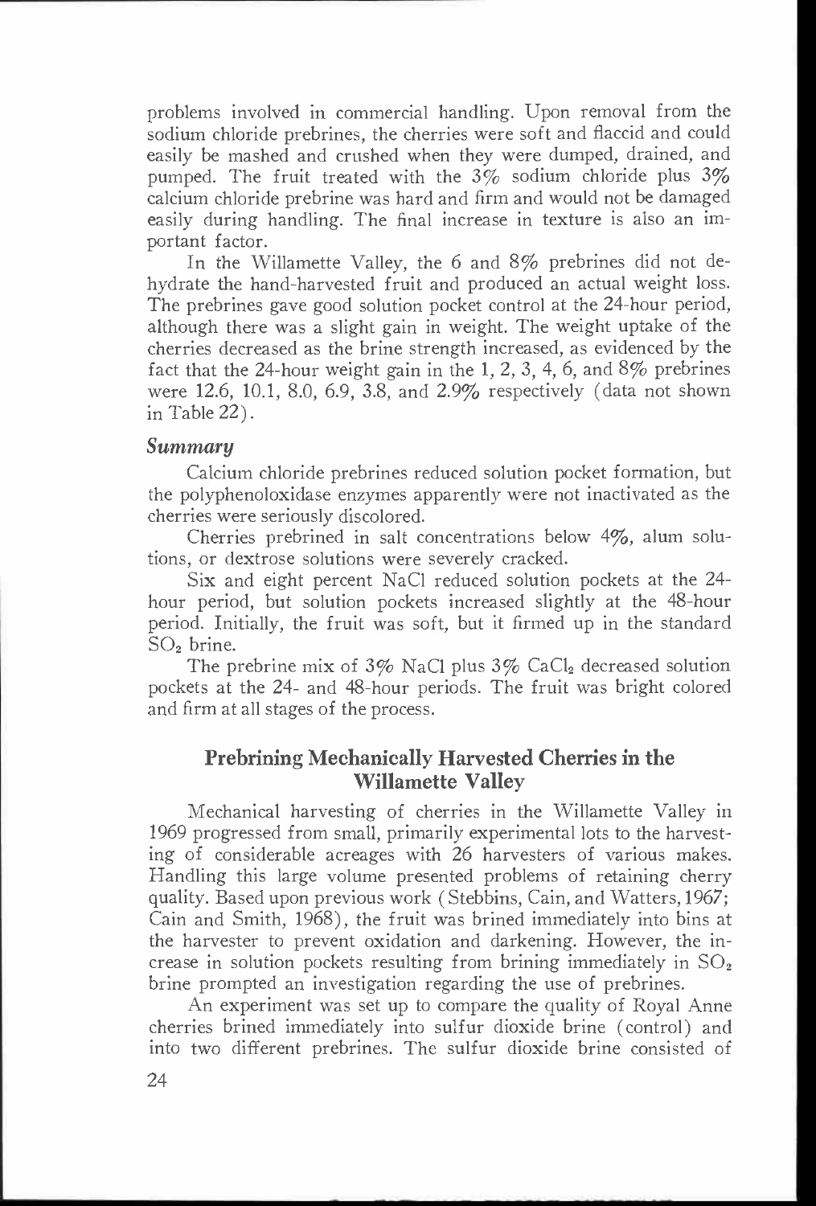problems involved in commercial handling. Upon removal from the sodium chloride prebrines, the cherries were soft and flaccid and could easily be mashed and crushed when they were dumped, drained, and pumped. The fruit treated with the 3% sodium chloride plus 3% calcium chloride prebrine was hard and firm and would not be damaged easily during handling. The final increase in texture is also an important factor.

In the Willamette Valley, the 6 and 8% prebrines did not dehydrate the hand-harvested fruit and produced an actual weight loss. The prebrines gave good solution pocket control at the 24-hour period, although there was a slight gain in weight. The weight uptake of the cherries decreased as the brine strength increased, as evidenced by the fact that the 24-hour weight gain in the 1, 2, 3, 4, 6, and 8% prebrines were 12.6, 10.1, 8.0, 6.9, 3.8, and 2.9% respectively (data not shown in Table 22).

### *Summary*

Calcium chloride prebrines reduced solution pocket formation, but the polyphenoloxidase enzymes apparently were not inactivated as the cherries were seriously discolored.

Cherries prebrined in salt concentrations below 4%, alum solutions, or dextrose solutions were severely cracked.

Six and eight percent NaCl reduced solution pockets at the 24-hour period, but solution pockets increased slightly at the 48-hour period. Initially, the fruit was soft, but it firmed up in the standard $SO_2$ brine.

The prebrine mix of 3% NaCl plus 3% $CaCl_2$ decreased solution pockets at the 24- and 48-hour periods. The fruit was bright colored and firm at all stages of the process.

## Prebrining Mechanically Harvested Cherries in the Willamette Valley

Mechanical harvesting of cherries in the Willamette Valley in 1969 progressed from small, primarily experimental lots to the harvesting of considerable acreages with 26 harvesters of various makes. Handling this large volume presented problems of retaining cherry quality. Based upon previous work (Stebbins, Cain, and Watters, 1967; Cain and Smith, 1968), the fruit was brined immediately into bins at the harvester to prevent oxidation and darkening. However, the increase in solution pockets resulting from brining immediately in $SO_2$ brine prompted an investigation regarding the use of prebrines.

An experiment was set up to compare the quality of Royal Anne cherries brined immediately into sulfur dioxide brine (control) and into two different prebrines. The sulfur dioxide brine consisted of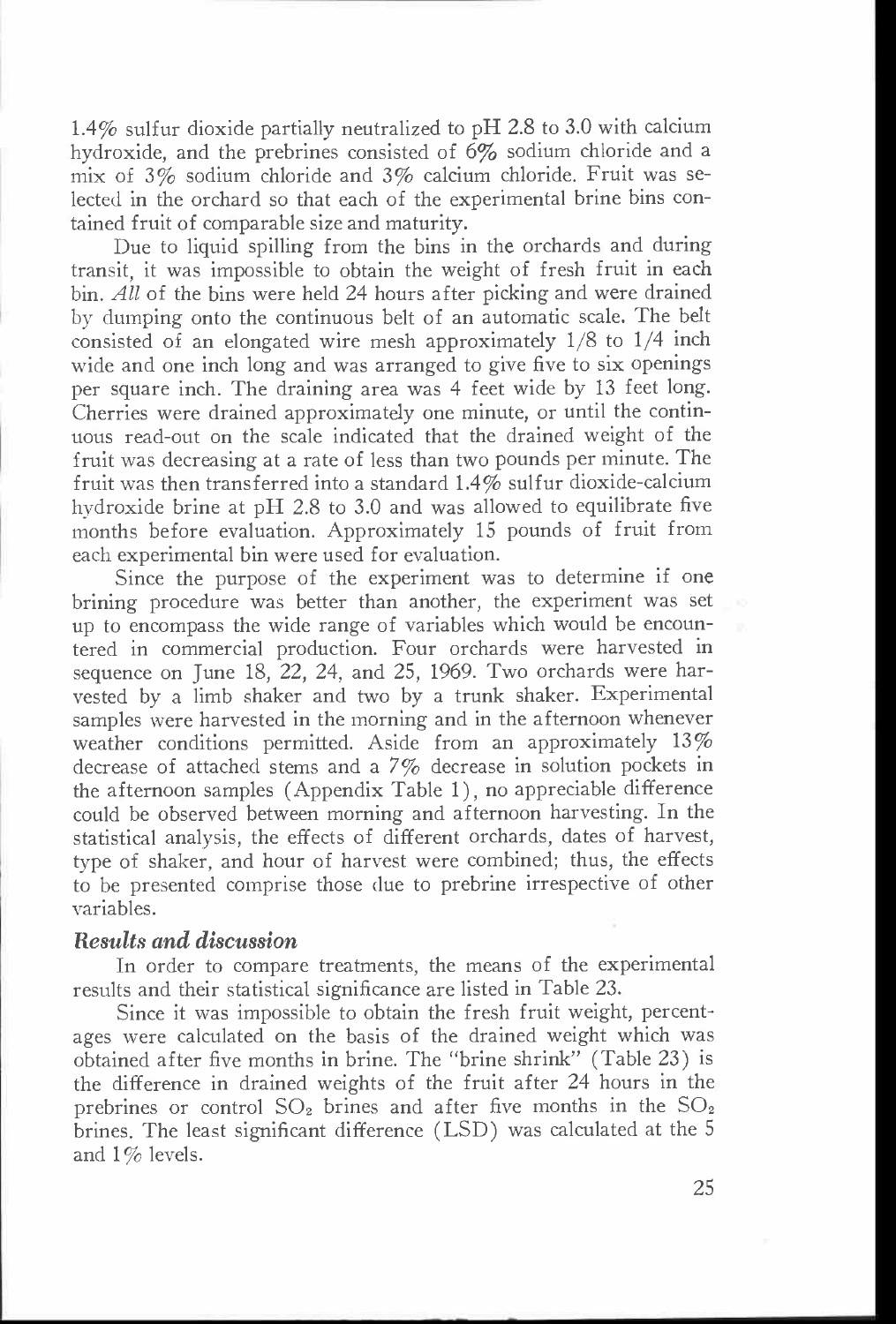1.4% sulfur dioxide partially neutralized to pH 2.8 to 3.0 with calcium hydroxide, and the prebrines consisted of 6% sodium chloride and a mix of 3% sodium chloride and 3% calcium chloride. Fruit was selected in the orchard so that each of the experimental brine bins contained fruit of comparable size and maturity.

Due to liquid spilling from the bins in the orchards and during transit, it was impossible to obtain the weight of fresh fruit in each bin. *All* of the bins were held 24 hours after picking and were drained by dumping onto the continuous belt of an automatic scale. The belt consisted of an elongated wire mesh approximately 1/8 to 1/4 inch wide and one inch long and was arranged to give five to six openings per square inch. The draining area was 4 feet wide by 13 feet long. Cherries were drained approximately one minute, or until the continuous read-out on the scale indicated that the drained weight of the fruit was decreasing at a rate of less than two pounds per minute. The fruit was then transferred into a standard 1.4% sulfur dioxide-calcium hydroxide brine at pH 2.8 to 3.0 and was allowed to equilibrate five months before evaluation. Approximately 15 pounds of fruit from each experimental bin were used for evaluation.

Since the purpose of the experiment was to determine if one brining procedure was better than another, the experiment was set up to encompass the wide range of variables which would be encountered in commercial production. Four orchards were harvested in sequence on June 18, 22, 24, and 25, 1969. Two orchards were harvested by a limb shaker and two by a trunk shaker. Experimental samples were harvested in the morning and in the afternoon whenever weather conditions permitted. Aside from an approximately 13% decrease of attached stems and a 7% decrease in solution pockets in the afternoon samples (Appendix Table 1), no appreciable difference could be observed between morning and afternoon harvesting. In the statistical analysis, the effects of different orchards, dates of harvest, type of shaker, and hour of harvest were combined; thus, the effects to be presented comprise those due to prebrine irrespective of other variables.

### *Results and discussion*

In order to compare treatments, the means of the experimental results and their statistical significance are listed in Table 23.

Since it was impossible to obtain the fresh fruit weight, percentages were calculated on the basis of the drained weight which was obtained after five months in brine. The "brine shrink" (Table 23) is the difference in drained weights of the fruit after 24 hours in the prebrines or control $SO_2$ brines and after five months in the $SO_2$ brines. The least significant difference (LSD) was calculated at the 5 and 1% levels.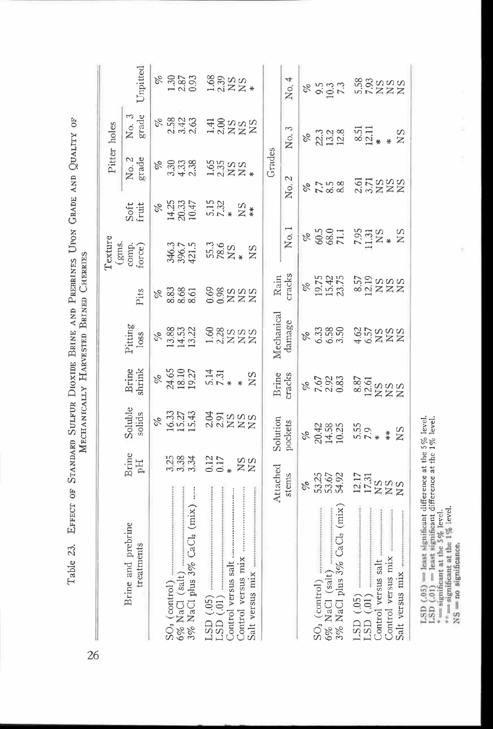Table 23. Effect of Standard Sulfur Dioxide Brine and Prebrines Upon Grade and Quality of Mechanically Harvested Brined Cherries

| Brine and prebrine treatments | Brine pH | Soluble solids | Brine shrink | Pitting loss | Pits | Texture (gms. comp. force) | Soft fruit | Pitter holes No. 2 grade | Pitter holes No. 3 grade | Unpitted |
|---|---|---|---|---|---|---|---|---|---|---|
| | | % | % | % | % | | % | % | % | % |
| $SO_2$ (control) | 3.25 | 16.33 | 24.65 | 13.88 | 8.83 | 346.3 | 14.25 | 3.30 | 2.58 | 1.30 |
| 6% NaCl (salt) | 3.38 | 15.27 | 18.10 | 14.53 | 8.68 | 396.7 | 20.33 | 4.33 | 3.42 | 2.87 |
| 3% NaCl plus 3% $CaCl_2$ (mix) | 3.34 | 15.43 | 19.27 | 13.22 | 8.61 | 421.5 | 10.47 | 2.38 | 2.63 | 0.93 |
| LSD (.05) | 0.12 | 2.04 | 5.14 | 1.60 | 0.69 | 55.3 | 5.15 | 1.65 | 1.41 | 1.68 |
| LSD (.01) | 0.17 | 2.91 | 7.31 | 2.28 | 0.98 | 78.6 | 7.32 | 2.35 | 2.00 | 2.39 |
| Control versus salt | * | NS | * | NS | NS | NS | * | NS | NS | NS |
| Control versus mix | NS | NS | * | NS | NS | * | NS | NS | NS | NS |
| Salt versus mix | NS | NS | NS | NS | NS | NS | ** | * | NS | * |

| Brine and prebrine treatments | Attached stems | Solution pockets | Brine cracks | Mechanical damage | Rain cracks | Grades No. 1 | Grades No. 2 | Grades No. 3 | Grades No. 4 |
|---|---|---|---|---|---|---|---|---|---|
| | % | % | % | % | % | % | % | % | % |
| $SO_2$ (control) | 53.25 | 20.42 | 7.67 | 6.33 | 19.75 | 60.5 | 7.7 | 22.3 | 9.5 |
| 6% NaCl (salt) | 53.67 | 14.58 | 2.92 | 6.58 | 15.42 | 68.0 | 8.5 | 13.2 | 10.3 |
| 3% NaCl plus 3% $CaCl_2$ (mix) | 54.92 | 10.25 | 0.83 | 3.50 | 23.75 | 71.1 | 8.8 | 12.8 | 7.3 |
| LSD (.05) | 12.17 | 5.55 | 8.87 | 4.62 | 8.57 | 7.95 | 2.61 | 8.51 | 5.58 |
| LSD (.01) | 17.31 | 7.9 | 12.61 | 6.57 | 12.19 | 11.31 | 3.71 | 12.11 | 7.93 |
| Control versus salt | NS | * | NS | NS | NS | NS | NS | * | NS |
| Control versus mix | NS | ** | NS | NS | NS | * | NS | * | NS |
| Salt versus mix | NS | NS | NS | NS | NS | NS | NS | NS | NS |

LSD (.05) = least significant difference at the 5% level.
LSD (.01) = least significant difference at the 1% level.
* = significant at the 5% level.
** = significant at the 1% level.
NS = no significance.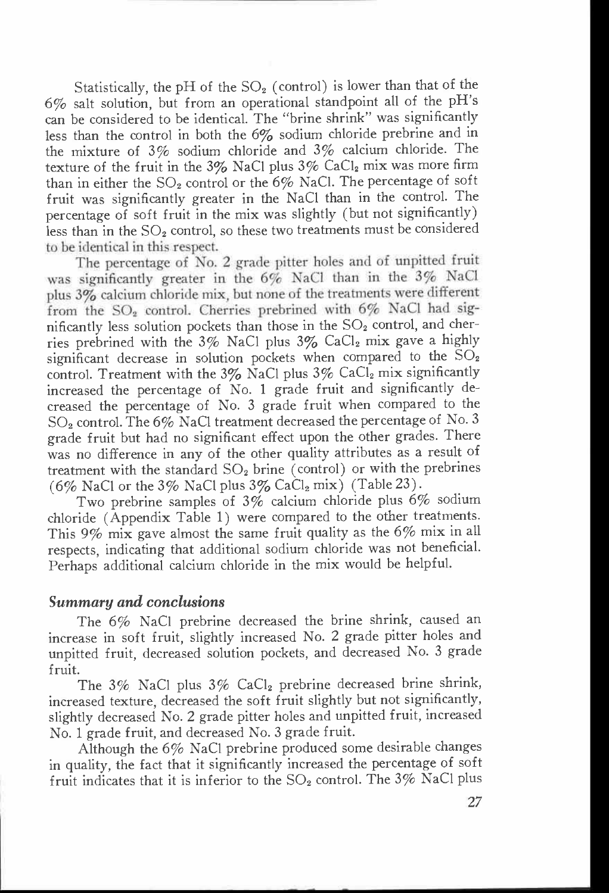Statistically, the pH of the $SO_2$ (control) is lower than that of the 6% salt solution, but from an operational standpoint all of the pH's can be considered to be identical. The "brine shrink" was significantly less than the control in both the 6% sodium chloride prebrine and in the mixture of 3% sodium chloride and 3% calcium chloride. The texture of the fruit in the 3% NaCl plus 3% $CaCl_2$ mix was more firm than in either the $SO_2$ control or the 6% NaCl. The percentage of soft fruit was significantly greater in the NaCl than in the control. The percentage of soft fruit in the mix was slightly (but not significantly) less than in the $SO_2$ control, so these two treatments must be considered to be identical in this respect.

The percentage of No. 2 grade pitter holes and of unpitted fruit was significantly greater in the 6% NaCl than in the 3% NaCl plus 3% calcium chloride mix, but none of the treatments were different from the $SO_2$ control. Cherries prebrined with 6% NaCl had significantly less solution pockets than those in the $SO_2$ control, and cherries prebrined with the 3% NaCl plus 3% $CaCl_2$ mix gave a highly significant decrease in solution pockets when compared to the $SO_2$ control. Treatment with the 3% NaCl plus 3% $CaCl_2$ mix significantly increased the percentage of No. 1 grade fruit and significantly decreased the percentage of No. 3 grade fruit when compared to the $SO_2$ control. The 6% NaCl treatment decreased the percentage of No. 3 grade fruit but had no significant effect upon the other grades. There was no difference in any of the other quality attributes as a result of treatment with the standard $SO_2$ brine (control) or with the prebrines (6% NaCl or the 3% NaCl plus 3% $CaCl_2$ mix) (Table 23).

Two prebrine samples of 3% calcium chloride plus 6% sodium chloride (Appendix Table 1) were compared to the other treatments. This 9% mix gave almost the same fruit quality as the 6% mix in all respects, indicating that additional sodium chloride was not beneficial. Perhaps additional calcium chloride in the mix would be helpful.

### *Summary and conclusions*

The 6% NaCl prebrine decreased the brine shrink, caused an increase in soft fruit, slightly increased No. 2 grade pitter holes and unpitted fruit, decreased solution pockets, and decreased No. 3 grade fruit.

The 3% NaCl plus 3% $CaCl_2$ prebrine decreased brine shrink, increased texture, decreased the soft fruit slightly but not significantly, slightly decreased No. 2 grade pitter holes and unpitted fruit, increased No. 1 grade fruit, and decreased No. 3 grade fruit.

Although the 6% NaCl prebrine produced some desirable changes in quality, the fact that it significantly increased the percentage of soft fruit indicates that it is inferior to the $SO_2$ control. The 3% NaCl plus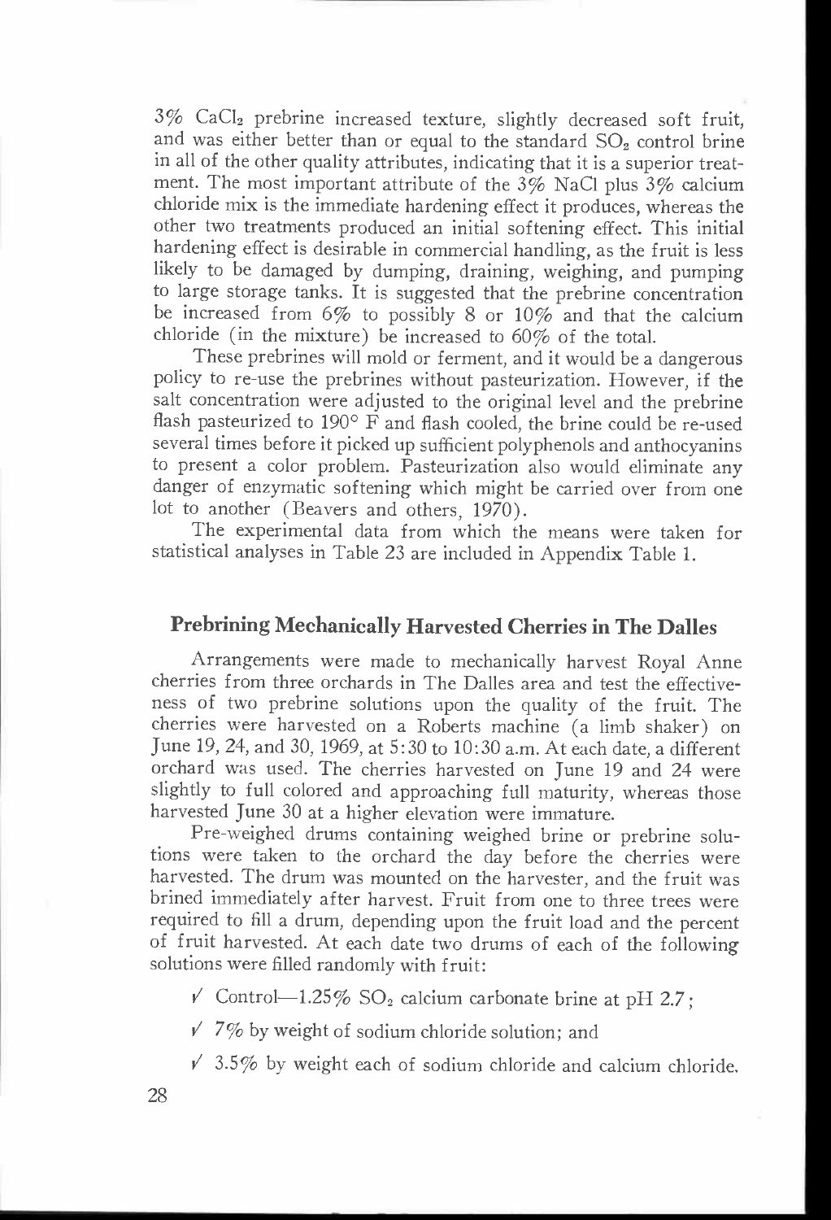3% $CaCl_2$ prebrine increased texture, slightly decreased soft fruit, and was either better than or equal to the standard $SO_2$ control brine in all of the other quality attributes, indicating that it is a superior treatment. The most important attribute of the 3% NaCl plus 3% calcium chloride mix is the immediate hardening effect it produces, whereas the other two treatments produced an initial softening effect. This initial hardening effect is desirable in commercial handling, as the fruit is less likely to be damaged by dumping, draining, weighing, and pumping to large storage tanks. It is suggested that the prebrine concentration be increased from 6% to possibly 8 or 10% and that the calcium chloride (in the mixture) be increased to 60% of the total.

These prebrines will mold or ferment, and it would be a dangerous policy to re-use the prebrines without pasteurization. However, if the salt concentration were adjusted to the original level and the prebrine flash pasteurized to 190° F and flash cooled, the brine could be re-used several times before it picked up sufficient polyphenols and anthocyanins to present a color problem. Pasteurization also would eliminate any danger of enzymatic softening which might be carried over from one lot to another (Beavers and others, 1970).

The experimental data from which the means were taken for statistical analyses in Table 23 are included in Appendix Table 1.

## Prebrining Mechanically Harvested Cherries in The Dalles

Arrangements were made to mechanically harvest Royal Anne cherries from three orchards in The Dalles area and test the effectiveness of two prebrine solutions upon the quality of the fruit. The cherries were harvested on a Roberts machine (a limb shaker) on June 19, 24, and 30, 1969, at 5:30 to 10:30 a.m. At each date, a different orchard was used. The cherries harvested on June 19 and 24 were slightly to full colored and approaching full maturity, whereas those harvested June 30 at a higher elevation were immature.

Pre-weighed drums containing weighed brine or prebrine solutions were taken to the orchard the day before the cherries were harvested. The drum was mounted on the harvester, and the fruit was brined immediately after harvest. Fruit from one to three trees were required to fill a drum, depending upon the fruit load and the percent of fruit harvested. At each date two drums of each of the following solutions were filled randomly with fruit:

- ✓ Control—1.25% $SO_2$ calcium carbonate brine at pH 2.7;
- ✓ 7% by weight of sodium chloride solution; and
- ✓ 3.5% by weight each of sodium chloride and calcium chloride.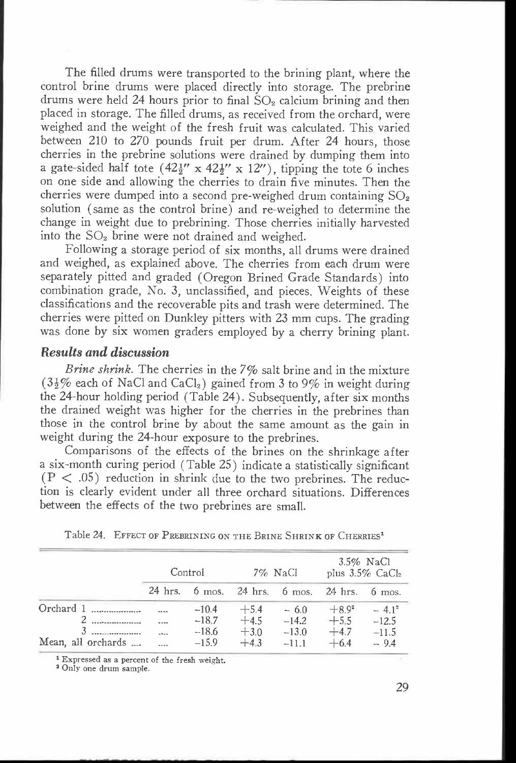The filled drums were transported to the brining plant, where the control brine drums were placed directly into storage. The prebrine drums were held 24 hours prior to final $SO_2$ calcium brining and then placed in storage. The filled drums, as received from the orchard, were weighed and the weight of the fresh fruit was calculated. This varied between 210 to 270 pounds fruit per drum. After 24 hours, those cherries in the prebrine solutions were drained by dumping them into a gate-sided half tote (42½" x 42½" x 12"), tipping the tote 6 inches on one side and allowing the cherries to drain five minutes. Then the cherries were dumped into a second pre-weighed drum containing $SO_2$ solution (same as the control brine) and re-weighed to determine the change in weight due to prebrining. Those cherries initially harvested into the $SO_2$ brine were not drained and weighed.

Following a storage period of six months, all drums were drained and weighed, as explained above. The cherries from each drum were separately pitted and graded (Oregon Brined Grade Standards) into combination grade, No. 3, unclassified, and pieces. Weights of these classifications and the recoverable pits and trash were determined. The cherries were pitted on Dunkley pitters with 23 mm cups. The grading was done by six women graders employed by a cherry brining plant.

### *Results and discussion*

*Brine shrink.* The cherries in the 7% salt brine and in the mixture (3½% each of NaCl and $CaCl_2$) gained from 3 to 9% in weight during the 24-hour holding period (Table 24). Subsequently, after six months the drained weight was higher for the cherries in the prebrines than those in the control brine by about the same amount as the gain in weight during the 24-hour exposure to the prebrines.

Comparisons of the effects of the brines on the shrinkage after a six-month curing period (Table 25) indicate a statistically significant ($P < .05$) reduction in shrink due to the two prebrines. The reduction is clearly evident under all three orchard situations. Differences between the effects of the two prebrines are small.

Table 24. Effect of Prebrining on the Brine Shrink of Cherries[1]

| | Control | | 7% NaCl | | 3.5% NaCl plus 3.5% $CaCl_2$ | |
|---|---|---|---|---|---|---|
| | 24 hrs. | 6 mos. | 24 hrs. | 6 mos. | 24 hrs. | 6 mos. |
| Orchard 1 | .... | −10.4 | +5.4 | − 6.0 | +8.9[2] | − 4.1[2] |
| 2 | .... | −18.7 | +4.5 | −14.2 | +5.5 | −12.5 |
| 3 | .... | −18.6 | +3.0 | −13.0 | +4.7 | −11.5 |
| Mean, all orchards | .... | −15.9 | +4.3 | −11.1 | +6.4 | − 9.4 |

[1] Expressed as a percent of the fresh weight.
[2] Only one drum sample.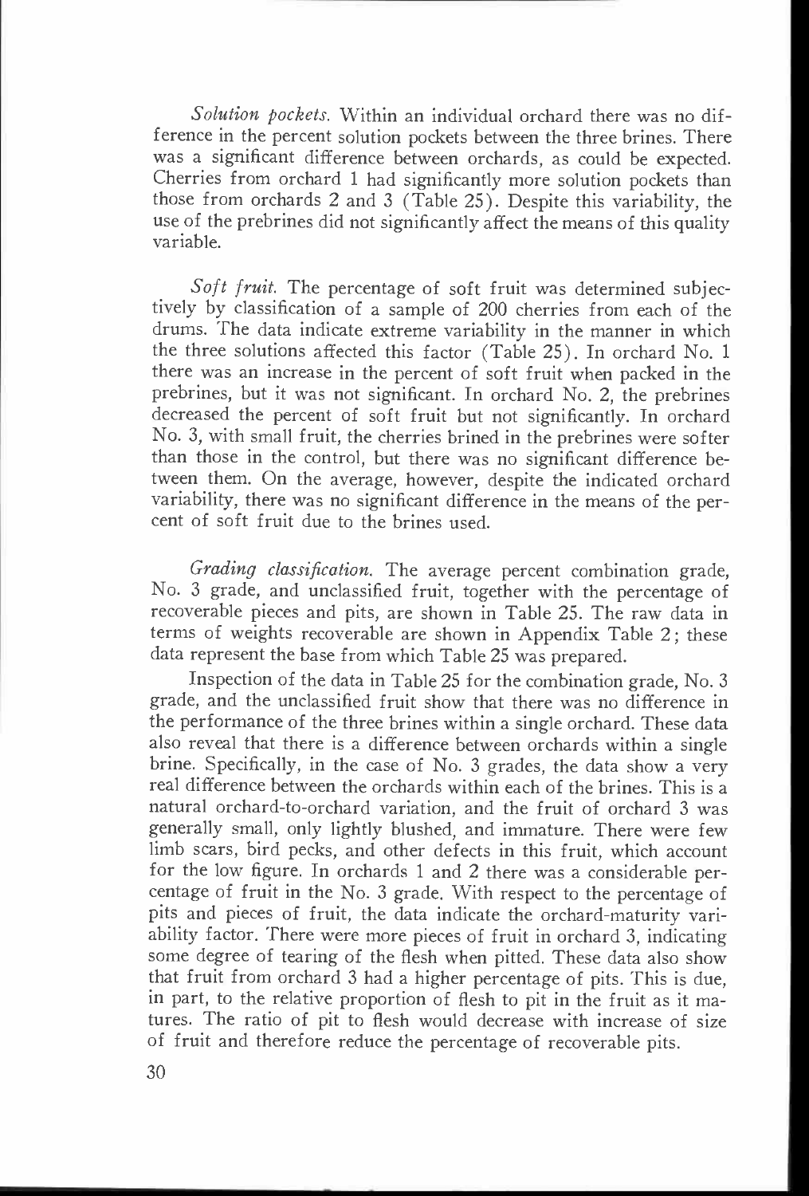*Solution pockets.* Within an individual orchard there was no difference in the percent solution pockets between the three brines. There was a significant difference between orchards, as could be expected. Cherries from orchard 1 had significantly more solution pockets than those from orchards 2 and 3 (Table 25). Despite this variability, the use of the prebrines did not significantly affect the means of this quality variable.

*Soft fruit.* The percentage of soft fruit was determined subjectively by classification of a sample of 200 cherries from each of the drums. The data indicate extreme variability in the manner in which the three solutions affected this factor (Table 25). In orchard No. 1 there was an increase in the percent of soft fruit when packed in the prebrines, but it was not significant. In orchard No. 2, the prebrines decreased the percent of soft fruit but not significantly. In orchard No. 3, with small fruit, the cherries brined in the prebrines were softer than those in the control, but there was no significant difference between them. On the average, however, despite the indicated orchard variability, there was no significant difference in the means of the percent of soft fruit due to the brines used.

*Grading classification.* The average percent combination grade, No. 3 grade, and unclassified fruit, together with the percentage of recoverable pieces and pits, are shown in Table 25. The raw data in terms of weights recoverable are shown in Appendix Table 2; these data represent the base from which Table 25 was prepared.

Inspection of the data in Table 25 for the combination grade, No. 3 grade, and the unclassified fruit show that there was no difference in the performance of the three brines within a single orchard. These data also reveal that there is a difference between orchards within a single brine. Specifically, in the case of No. 3 grades, the data show a very real difference between the orchards within each of the brines. This is a natural orchard-to-orchard variation, and the fruit of orchard 3 was generally small, only lightly blushed, and immature. There were few limb scars, bird pecks, and other defects in this fruit, which account for the low figure. In orchards 1 and 2 there was a considerable percentage of fruit in the No. 3 grade. With respect to the percentage of pits and pieces of fruit, the data indicate the orchard-maturity variability factor. There were more pieces of fruit in orchard 3, indicating some degree of tearing of the flesh when pitted. These data also show that fruit from orchard 3 had a higher percentage of pits. This is due, in part, to the relative proportion of flesh to pit in the fruit as it matures. The ratio of pit to flesh would decrease with increase of size of fruit and therefore reduce the percentage of recoverable pits.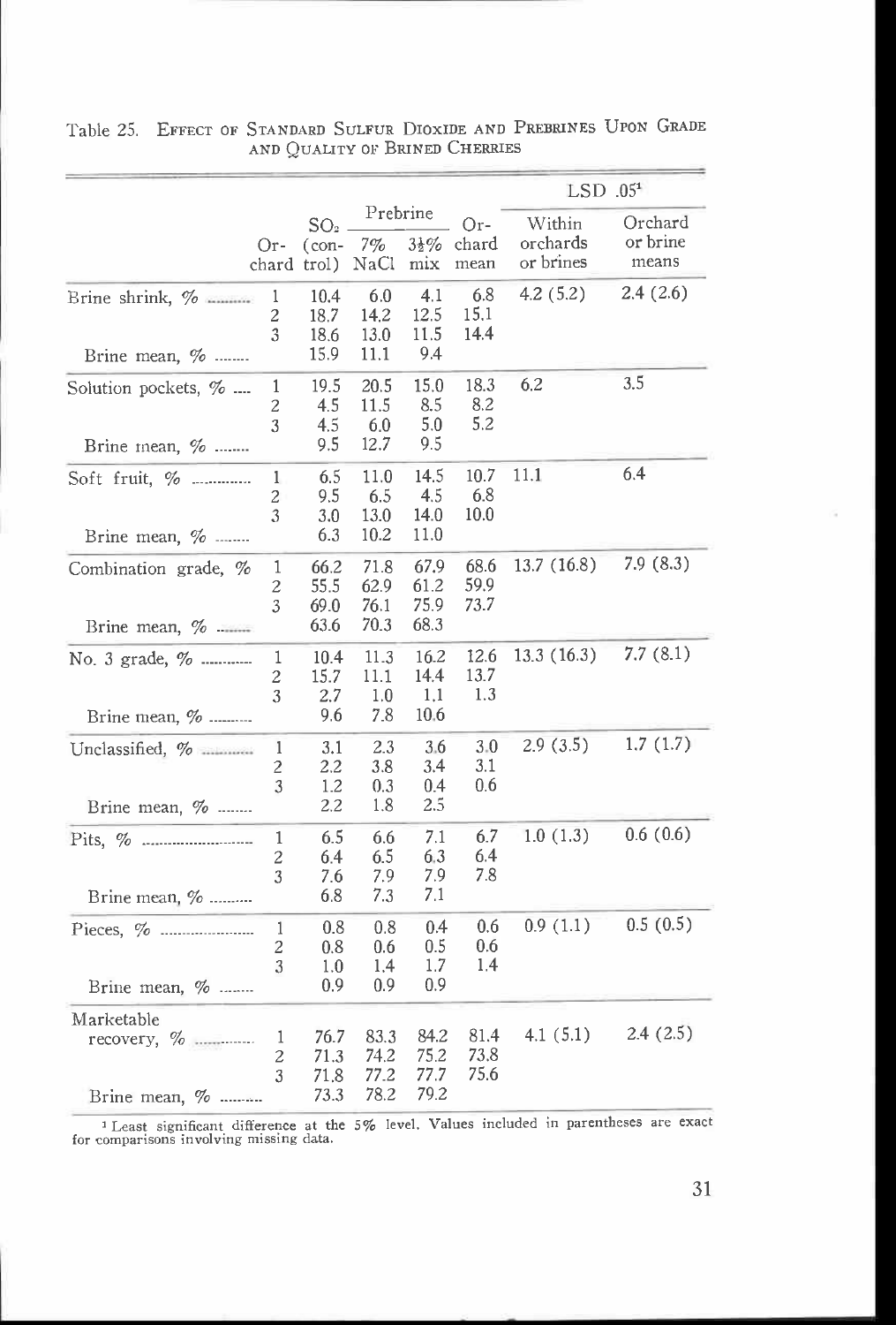Table 25. EFFECT OF STANDARD SULFUR DIOXIDE AND PREBRINES UPON GRADE AND QUALITY OF BRINED CHERRIES

| | Orchard | $SO_2$ (control) | Prebrine 7% NaCl | Prebrine 3½% mix | Orchard mean | LSD .05[1] Within orchards or brines | LSD .05[1] Orchard or brine means |
|---|---|---|---|---|---|---|---|
| Brine shrink, % | 1 | 10.4 | 6.0 | 4.1 | 6.8 | 4.2 (5.2) | 2.4 (2.6) |
| | 2 | 18.7 | 14.2 | 12.5 | 15.1 | | |
| | 3 | 18.6 | 13.0 | 11.5 | 14.4 | | |
| Brine mean, % | | 15.9 | 11.1 | 9.4 | | | |
| Solution pockets, % | 1 | 19.5 | 20.5 | 15.0 | 18.3 | 6.2 | 3.5 |
| | 2 | 4.5 | 11.5 | 8.5 | 8.2 | | |
| | 3 | 4.5 | 6.0 | 5.0 | 5.2 | | |
| Brine mean, % | | 9.5 | 12.7 | 9.5 | | | |
| Soft fruit, % | 1 | 6.5 | 11.0 | 14.5 | 10.7 | 11.1 | 6.4 |
| | 2 | 9.5 | 6.5 | 4.5 | 6.8 | | |
| | 3 | 3.0 | 13.0 | 14.0 | 10.0 | | |
| Brine mean, % | | 6.3 | 10.2 | 11.0 | | | |
| Combination grade, % | 1 | 66.2 | 71.8 | 67.9 | 68.6 | 13.7 (16.8) | 7.9 (8.3) |
| | 2 | 55.5 | 62.9 | 61.2 | 59.9 | | |
| | 3 | 69.0 | 76.1 | 75.9 | 73.7 | | |
| Brine mean, % | | 63.6 | 70.3 | 68.3 | | | |
| No. 3 grade, % | 1 | 10.4 | 11.3 | 16.2 | 12.6 | 13.3 (16.3) | 7.7 (8.1) |
| | 2 | 15.7 | 11.1 | 14.4 | 13.7 | | |
| | 3 | 2.7 | 1.0 | 1.1 | 1.3 | | |
| Brine mean, % | | 9.6 | 7.8 | 10.6 | | | |
| Unclassified, % | 1 | 3.1 | 2.3 | 3.6 | 3.0 | 2.9 (3.5) | 1.7 (1.7) |
| | 2 | 2.2 | 3.8 | 3.4 | 3.1 | | |
| | 3 | 1.2 | 0.3 | 0.4 | 0.6 | | |
| Brine mean, % | | 2.2 | 1.8 | 2.5 | | | |
| Pits, % | 1 | 6.5 | 6.6 | 7.1 | 6.7 | 1.0 (1.3) | 0.6 (0.6) |
| | 2 | 6.4 | 6.5 | 6.3 | 6.4 | | |
| | 3 | 7.6 | 7.9 | 7.9 | 7.8 | | |
| Brine mean, % | | 6.8 | 7.3 | 7.1 | | | |
| Pieces, % | 1 | 0.8 | 0.8 | 0.4 | 0.6 | 0.9 (1.1) | 0.5 (0.5) |
| | 2 | 0.8 | 0.6 | 0.5 | 0.6 | | |
| | 3 | 1.0 | 1.4 | 1.7 | 1.4 | | |
| Brine mean, % | | 0.9 | 0.9 | 0.9 | | | |
| Marketable recovery, % | 1 | 76.7 | 83.3 | 84.2 | 81.4 | 4.1 (5.1) | 2.4 (2.5) |
| | 2 | 71.3 | 74.2 | 75.2 | 73.8 | | |
| | 3 | 71.8 | 77.2 | 77.7 | 75.6 | | |
| Brine mean, % | | 73.3 | 78.2 | 79.2 | | | |

[1] Least significant difference at the 5% level. Values included in parentheses are exact for comparisons involving missing data.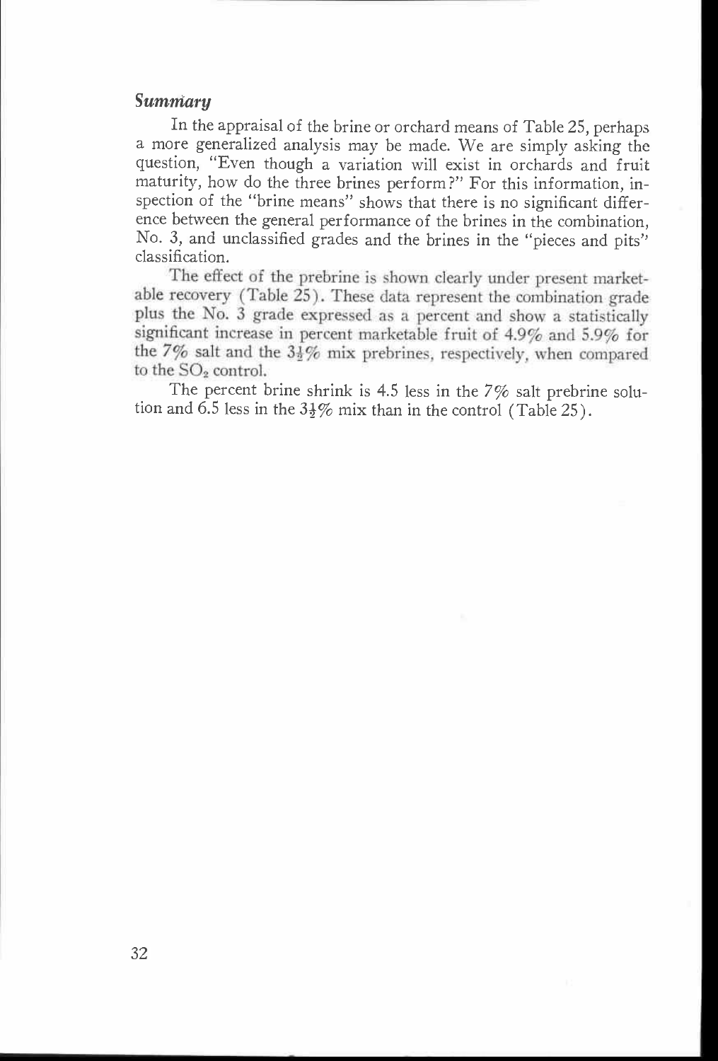### *Summary*

In the appraisal of the brine or orchard means of Table 25, perhaps a more generalized analysis may be made. We are simply asking the question, "Even though a variation will exist in orchards and fruit maturity, how do the three brines perform?" For this information, inspection of the "brine means" shows that there is no significant difference between the general performance of the brines in the combination, No. 3, and unclassified grades and the brines in the "pieces and pits" classification.

The effect of the prebrine is shown clearly under present marketable recovery (Table 25). These data represent the combination grade plus the No. 3 grade expressed as a percent and show a statistically significant increase in percent marketable fruit of 4.9% and 5.9% for the 7% salt and the 3½% mix prebrines, respectively, when compared to the $SO_2$ control.

The percent brine shrink is 4.5 less in the 7% salt prebrine solution and 6.5 less in the 3½% mix than in the control (Table 25).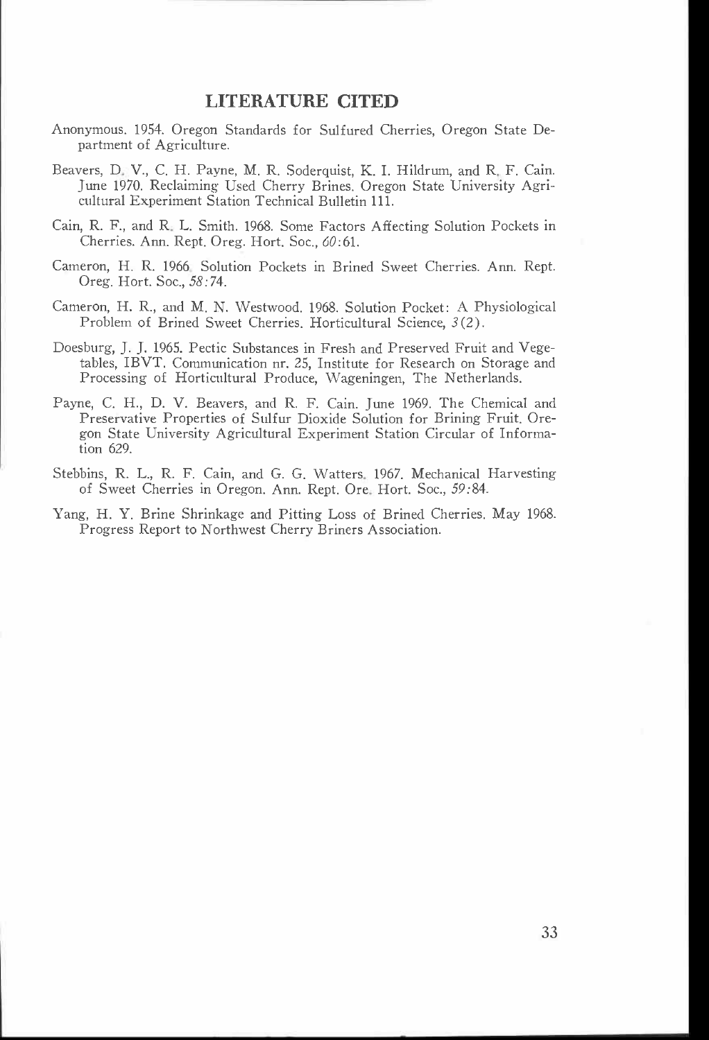## LITERATURE CITED

Anonymous. 1954. Oregon Standards for Sulfured Cherries, Oregon State Department of Agriculture.

Beavers, D. V., C. H. Payne, M. R. Soderquist, K. I. Hildrum, and R. F. Cain. June 1970. Reclaiming Used Cherry Brines. Oregon State University Agricultural Experiment Station Technical Bulletin 111.

Cain, R. F., and R. L. Smith. 1968. Some Factors Affecting Solution Pockets in Cherries. Ann. Rept. Oreg. Hort. Soc., *60*:61.

Cameron, H. R. 1966. Solution Pockets in Brined Sweet Cherries. Ann. Rept. Oreg. Hort. Soc., *58*:74.

Cameron, H. R., and M. N. Westwood. 1968. Solution Pocket: A Physiological Problem of Brined Sweet Cherries. Horticultural Science, *3*(2).

Doesburg, J. J. 1965. Pectic Substances in Fresh and Preserved Fruit and Vegetables, IBVT. Communication nr. 25, Institute for Research on Storage and Processing of Horticultural Produce, Wageningen, The Netherlands.

Payne, C. H., D. V. Beavers, and R. F. Cain. June 1969. The Chemical and Preservative Properties of Sulfur Dioxide Solution for Brining Fruit. Oregon State University Agricultural Experiment Station Circular of Information 629.

Stebbins, R. L., R. F. Cain, and G. G. Watters. 1967. Mechanical Harvesting of Sweet Cherries in Oregon. Ann. Rept. Ore. Hort. Soc., *59*:84.

Yang, H. Y. Brine Shrinkage and Pitting Loss of Brined Cherries. May 1968. Progress Report to Northwest Cherry Briners Association.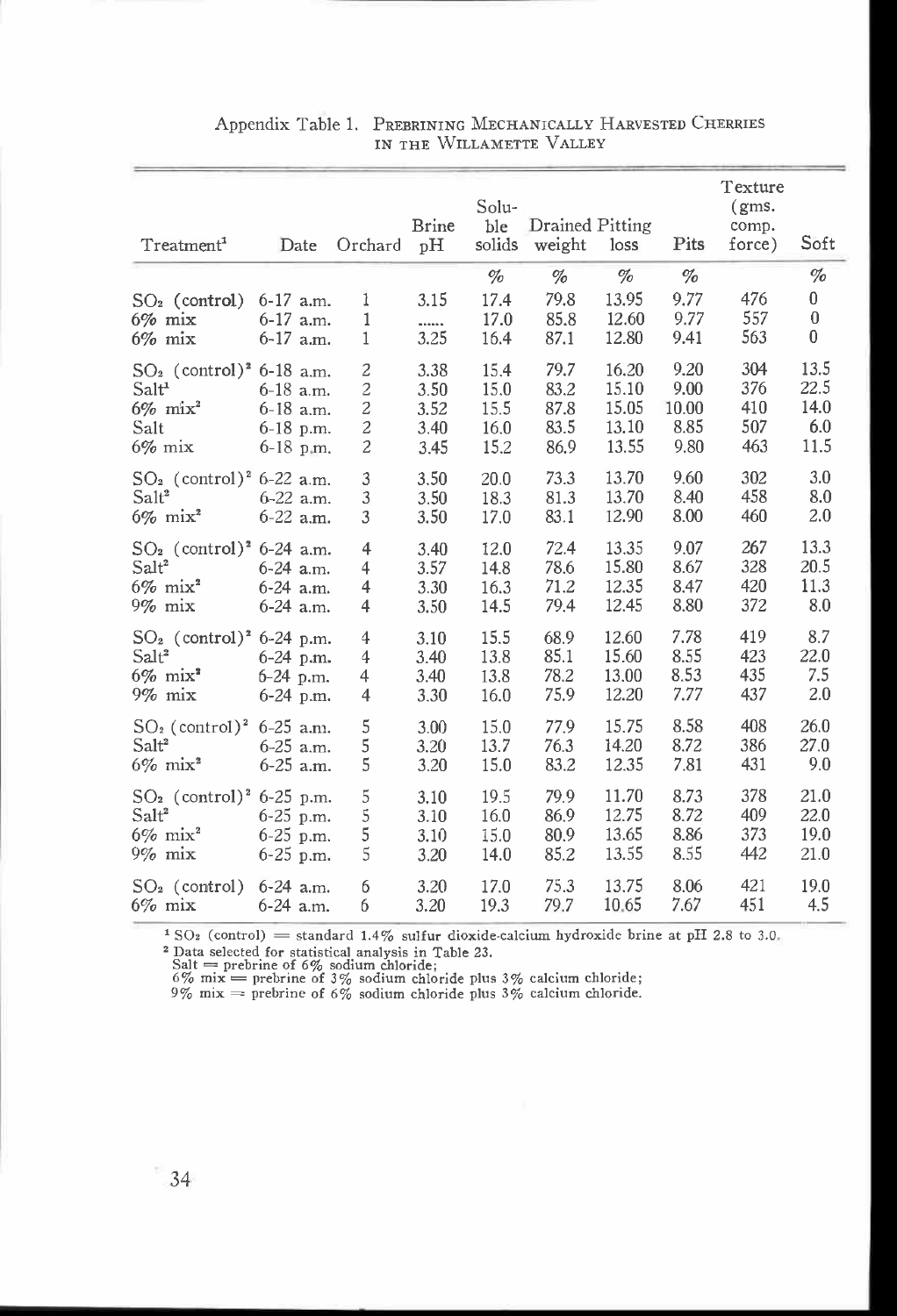Appendix Table 1. PREBRINING MECHANICALLY HARVESTED CHERRIES IN THE WILLAMETTE VALLEY

| Treatment[1] | Date | Orchard | Brine pH | Soluble solids | Drained weight | Pitting loss | Pits | Texture (gms. comp. force) | Soft |
|---|---|---|---|---|---|---|---|---|---|
| | | | | % | % | % | % | | % |
| $SO_2$ (control) | 6-17 a.m. | 1 | 3.15 | 17.4 | 79.8 | 13.95 | 9.77 | 476 | 0 |
| 6% mix | 6-17 a.m. | 1 | ...... | 17.0 | 85.8 | 12.60 | 9.77 | 557 | 0 |
| 6% mix | 6-17 a.m. | 1 | 3.25 | 16.4 | 87.1 | 12.80 | 9.41 | 563 | 0 |
| $SO_2$ (control)[2] | 6-18 a.m. | 2 | 3.38 | 15.4 | 79.7 | 16.20 | 9.20 | 304 | 13.5 |
| Salt[1] | 6-18 a.m. | 2 | 3.50 | 15.0 | 83.2 | 15.10 | 9.00 | 376 | 22.5 |
| 6% mix[2] | 6-18 a.m. | 2 | 3.52 | 15.5 | 87.8 | 15.05 | 10.00 | 410 | 14.0 |
| Salt | 6-18 p.m. | 2 | 3.40 | 16.0 | 83.5 | 13.10 | 8.85 | 507 | 6.0 |
| 6% mix | 6-18 p.m. | 2 | 3.45 | 15.2 | 86.9 | 13.55 | 9.80 | 463 | 11.5 |
| $SO_2$ (control)[2] | 6-22 a.m. | 3 | 3.50 | 20.0 | 73.3 | 13.70 | 9.60 | 302 | 3.0 |
| Salt[2] | 6-22 a.m. | 3 | 3.50 | 18.3 | 81.3 | 13.70 | 8.40 | 458 | 8.0 |
| 6% mix[2] | 6-22 a.m. | 3 | 3.50 | 17.0 | 83.1 | 12.90 | 8.00 | 460 | 2.0 |
| $SO_2$ (control)[2] | 6-24 a.m. | 4 | 3.40 | 12.0 | 72.4 | 13.35 | 9.07 | 267 | 13.3 |
| Salt[2] | 6-24 a.m. | 4 | 3.57 | 14.8 | 78.6 | 15.80 | 8.67 | 328 | 20.5 |
| 6% mix[2] | 6-24 a.m. | 4 | 3.30 | 16.3 | 71.2 | 12.35 | 8.47 | 420 | 11.3 |
| 9% mix | 6-24 a.m. | 4 | 3.50 | 14.5 | 79.4 | 12.45 | 8.80 | 372 | 8.0 |
| $SO_2$ (control)[2] | 6-24 p.m. | 4 | 3.10 | 15.5 | 68.9 | 12.60 | 7.78 | 419 | 8.7 |
| Salt[2] | 6-24 p.m. | 4 | 3.40 | 13.8 | 85.1 | 15.60 | 8.55 | 423 | 22.0 |
| 6% mix[2] | 6-24 p.m. | 4 | 3.40 | 13.8 | 78.2 | 13.00 | 8.53 | 435 | 7.5 |
| 9% mix | 6-24 p.m. | 4 | 3.30 | 16.0 | 75.9 | 12.20 | 7.77 | 437 | 2.0 |
| $SO_2$ (control)[2] | 6-25 a.m. | 5 | 3.00 | 15.0 | 77.9 | 15.75 | 8.58 | 408 | 26.0 |
| Salt[2] | 6-25 a.m. | 5 | 3.20 | 13.7 | 76.3 | 14.20 | 8.72 | 386 | 27.0 |
| 6% mix[2] | 6-25 a.m. | 5 | 3.20 | 15.0 | 83.2 | 12.35 | 7.81 | 431 | 9.0 |
| $SO_2$ (control)[2] | 6-25 p.m. | 5 | 3.10 | 19.5 | 79.9 | 11.70 | 8.73 | 378 | 21.0 |
| Salt[2] | 6-25 p.m. | 5 | 3.10 | 16.0 | 86.9 | 12.75 | 8.72 | 409 | 22.0 |
| 6% mix[2] | 6-25 p.m. | 5 | 3.10 | 15.0 | 80.9 | 13.65 | 8.86 | 373 | 19.0 |
| 9% mix | 6-25 p.m. | 5 | 3.20 | 14.0 | 85.2 | 13.55 | 8.55 | 442 | 21.0 |
| $SO_2$ (control) | 6-24 a.m. | 6 | 3.20 | 17.0 | 75.3 | 13.75 | 8.06 | 421 | 19.0 |
| 6% mix | 6-24 a.m. | 6 | 3.20 | 19.3 | 79.7 | 10.65 | 7.67 | 451 | 4.5 |

[1] $SO_2$ (control) = standard 1.4% sulfur dioxide-calcium hydroxide brine at pH 2.8 to 3.0.
[2] Data selected for statistical analysis in Table 23.
Salt = prebrine of 6% sodium chloride;
6% mix = prebrine of 3% sodium chloride plus 3% calcium chloride;
9% mix = prebrine of 6% sodium chloride plus 3% calcium chloride.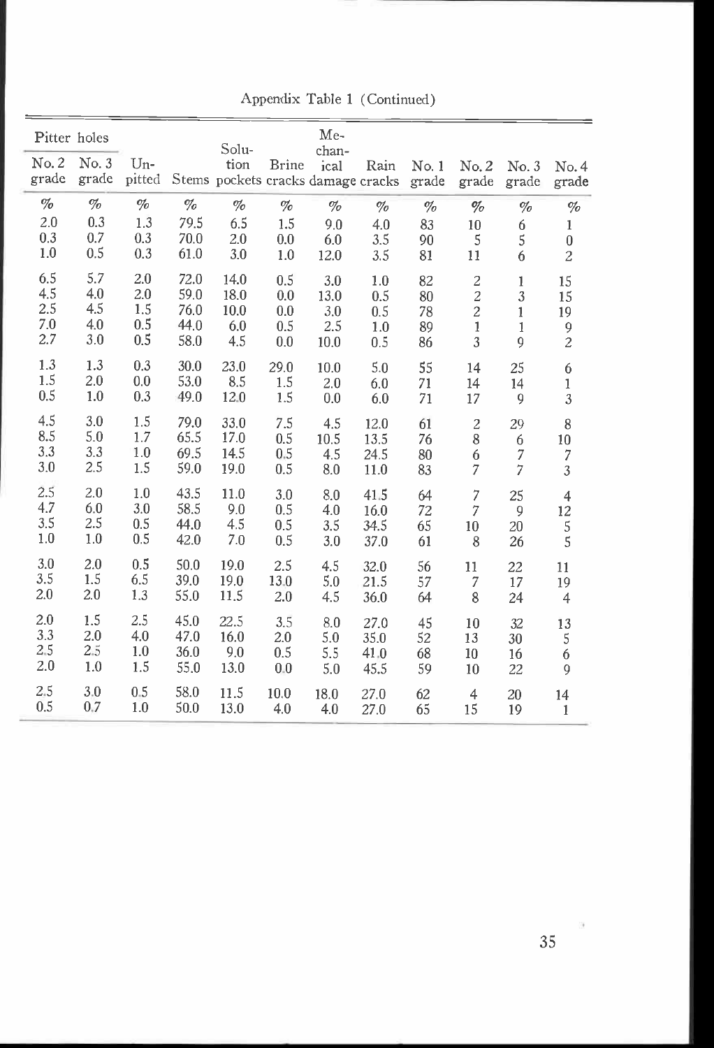Appendix Table 1 (Continued)

| Pitter holes | | | | | | | | | | | | |
|---|---|---|---|---|---|---|---|---|---|---|---|---|
| No. 2 grade | No. 3 grade | Un-pitted | Stems | Solution pockets | Brine cracks | Mechanical damage | Rain cracks | No. 1 grade | No. 2 grade | No. 3 grade | No. 4 grade |
| % | % | % | % | % | % | % | % | % | % | % | % |
| 2.0 | 0.3 | 1.3 | 79.5 | 6.5 | 1.5 | 9.0 | 4.0 | 83 | 10 | 6 | 1 |
| 0.3 | 0.7 | 0.3 | 70.0 | 2.0 | 0.0 | 6.0 | 3.5 | 90 | 5 | 5 | 0 |
| 1.0 | 0.5 | 0.3 | 61.0 | 3.0 | 1.0 | 12.0 | 3.5 | 81 | 11 | 6 | 2 |
| 6.5 | 5.7 | 2.0 | 72.0 | 14.0 | 0.5 | 3.0 | 1.0 | 82 | 2 | 1 | 15 |
| 4.5 | 4.0 | 2.0 | 59.0 | 18.0 | 0.0 | 13.0 | 0.5 | 80 | 2 | 3 | 15 |
| 2.5 | 4.5 | 1.5 | 76.0 | 10.0 | 0.0 | 3.0 | 0.5 | 78 | 2 | 1 | 19 |
| 7.0 | 4.0 | 0.5 | 44.0 | 6.0 | 0.5 | 2.5 | 1.0 | 89 | 1 | 1 | 9 |
| 2.7 | 3.0 | 0.5 | 58.0 | 4.5 | 0.0 | 10.0 | 0.5 | 86 | 3 | 9 | 2 |
| 1.3 | 1.3 | 0.3 | 30.0 | 23.0 | 29.0 | 10.0 | 5.0 | 55 | 14 | 25 | 6 |
| 1.5 | 2.0 | 0.0 | 53.0 | 8.5 | 1.5 | 2.0 | 6.0 | 71 | 14 | 14 | 1 |
| 0.5 | 1.0 | 0.3 | 49.0 | 12.0 | 1.5 | 0.0 | 6.0 | 71 | 17 | 9 | 3 |
| 4.5 | 3.0 | 1.5 | 79.0 | 33.0 | 7.5 | 4.5 | 12.0 | 61 | 2 | 29 | 8 |
| 8.5 | 5.0 | 1.7 | 65.5 | 17.0 | 0.5 | 10.5 | 13.5 | 76 | 8 | 6 | 10 |
| 3.3 | 3.3 | 1.0 | 69.5 | 14.5 | 0.5 | 4.5 | 24.5 | 80 | 6 | 7 | 7 |
| 3.0 | 2.5 | 1.5 | 59.0 | 19.0 | 0.5 | 8.0 | 11.0 | 83 | 7 | 7 | 3 |
| 2.5 | 2.0 | 1.0 | 43.5 | 11.0 | 3.0 | 8.0 | 41.5 | 64 | 7 | 25 | 4 |
| 4.7 | 6.0 | 3.0 | 58.5 | 9.0 | 0.5 | 4.0 | 16.0 | 72 | 7 | 9 | 12 |
| 3.5 | 2.5 | 0.5 | 44.0 | 4.5 | 0.5 | 3.5 | 34.5 | 65 | 10 | 20 | 5 |
| 1.0 | 1.0 | 0.5 | 42.0 | 7.0 | 0.5 | 3.0 | 37.0 | 61 | 8 | 26 | 5 |
| 3.0 | 2.0 | 0.5 | 50.0 | 19.0 | 2.5 | 4.5 | 32.0 | 56 | 11 | 22 | 11 |
| 3.5 | 1.5 | 6.5 | 39.0 | 19.0 | 13.0 | 5.0 | 21.5 | 57 | 7 | 17 | 19 |
| 2.0 | 2.0 | 1.3 | 55.0 | 11.5 | 2.0 | 4.5 | 36.0 | 64 | 8 | 24 | 4 |
| 2.0 | 1.5 | 2.5 | 45.0 | 22.5 | 3.5 | 8.0 | 27.0 | 45 | 10 | 32 | 13 |
| 3.3 | 2.0 | 4.0 | 47.0 | 16.0 | 2.0 | 5.0 | 35.0 | 52 | 13 | 30 | 5 |
| 2.5 | 2.5 | 1.0 | 36.0 | 9.0 | 0.5 | 5.5 | 41.0 | 68 | 10 | 16 | 6 |
| 2.0 | 1.0 | 1.5 | 55.0 | 13.0 | 0.0 | 5.0 | 45.5 | 59 | 10 | 22 | 9 |
| 2.5 | 3.0 | 0.5 | 58.0 | 11.5 | 10.0 | 18.0 | 27.0 | 62 | 4 | 20 | 14 |
| 0.5 | 0.7 | 1.0 | 50.0 | 13.0 | 4.0 | 4.0 | 27.0 | 65 | 15 | 19 | 1 |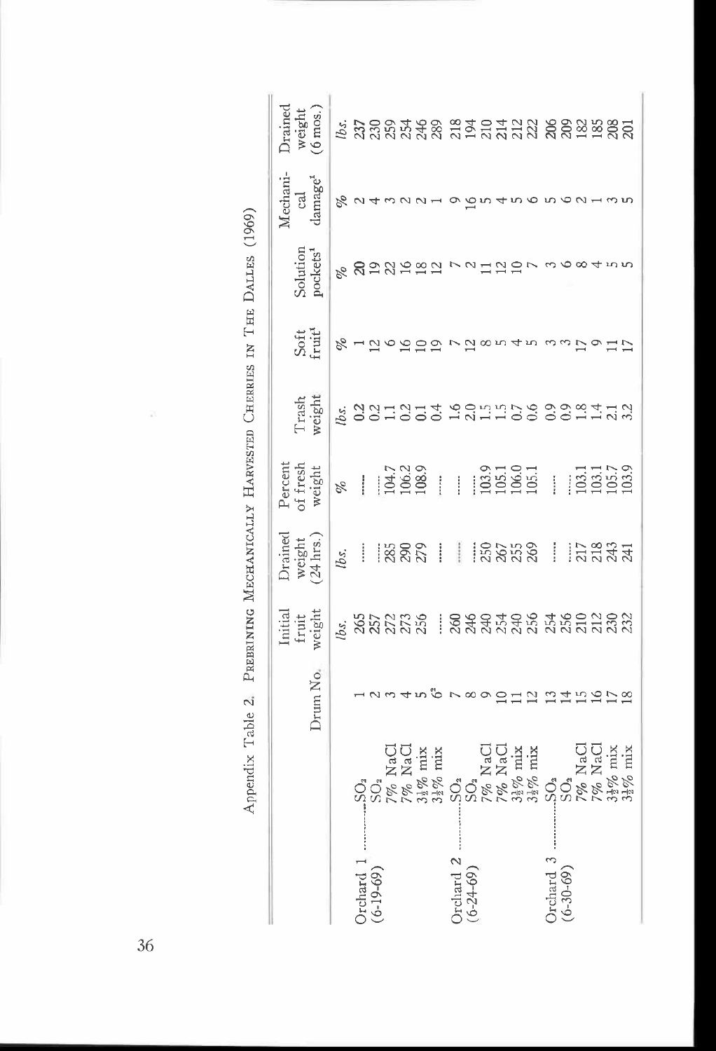Appendix Table 2. PREBRINING MECHANICALLY HARVESTED CHERRIES IN THE DALLES (1969)

| | | Drum No. | Initial fruit weight | Drained weight (24 hrs.) | Percent of fresh weight | Trash weight | Soft fruit[1] | Solution pockets[1] | Mechanical damage[1] | Drained weight (6 mos.) |
|---|---|---|---|---|---|---|---|---|---|---|
| | | | *lbs.* | *lbs.* | *%* | *lbs.* | *%* | *%* | *%* | *lbs.* |
| Orchard 1 (6-19-69) | $SO_2$ | 1 | 265 | ..... | ..... | 0.2 | 1 | 20 | 2 | 237 |
| | $SO_2$ | 2 | 257 | ..... | ..... | 0.2 | 12 | 19 | 4 | 230 |
| | 7% NaCl | 3 | 272 | 285 | 104.7 | 1.1 | 6 | 22 | 3 | 259 |
| | 7% NaCl | 4 | 273 | 290 | 106.2 | 0.2 | 16 | 16 | 2 | 254 |
| | 3½% mix | 5 | 256 | 279 | 108.9 | 0.1 | 10 | 18 | 2 | 246 |
| | 3½% mix | 6[2] | ..... | ..... | ..... | 0.4 | 19 | 12 | 1 | 289 |
| Orchard 2 (6-24-69) | $SO_2$ | 7 | 260 | ..... | ..... | 1.6 | 7 | 7 | 9 | 218 |
| | $SO_2$ | 8 | 246 | ..... | ..... | 2.0 | 12 | 2 | 16 | 194 |
| | 7% NaCl | 9 | 240 | 250 | 103.9 | 1.5 | 8 | 11 | 5 | 210 |
| | 7% NaCl | 10 | 254 | 267 | 105.1 | 1.5 | 5 | 12 | 4 | 214 |
| | 3½% mix | 11 | 240 | 255 | 106.0 | 0.7 | 4 | 10 | 5 | 212 |
| | 3½% mix | 12 | 256 | 269 | 105.1 | 0.6 | 5 | 7 | 6 | 222 |
| Orchard 3 (6-30-69) | $SO_2$ | 13 | 254 | ..... | ..... | 0.9 | 3 | 3 | 5 | 206 |
| | $SO_2$ | 14 | 256 | ..... | ..... | 0.9 | 3 | 6 | 6 | 209 |
| | 7% NaCl | 15 | 210 | 217 | 103.1 | 1.8 | 17 | 8 | 2 | 182 |
| | 7% NaCl | 16 | 212 | 218 | 103.1 | 1.4 | 9 | 4 | 1 | 185 |
| | 3½% mix | 17 | 230 | 243 | 105.7 | 2.1 | 11 | 5 | 3 | 208 |
| | 3½% mix | 18 | 232 | 241 | 103.9 | 3.2 | 17 | 5 | 5 | 201 |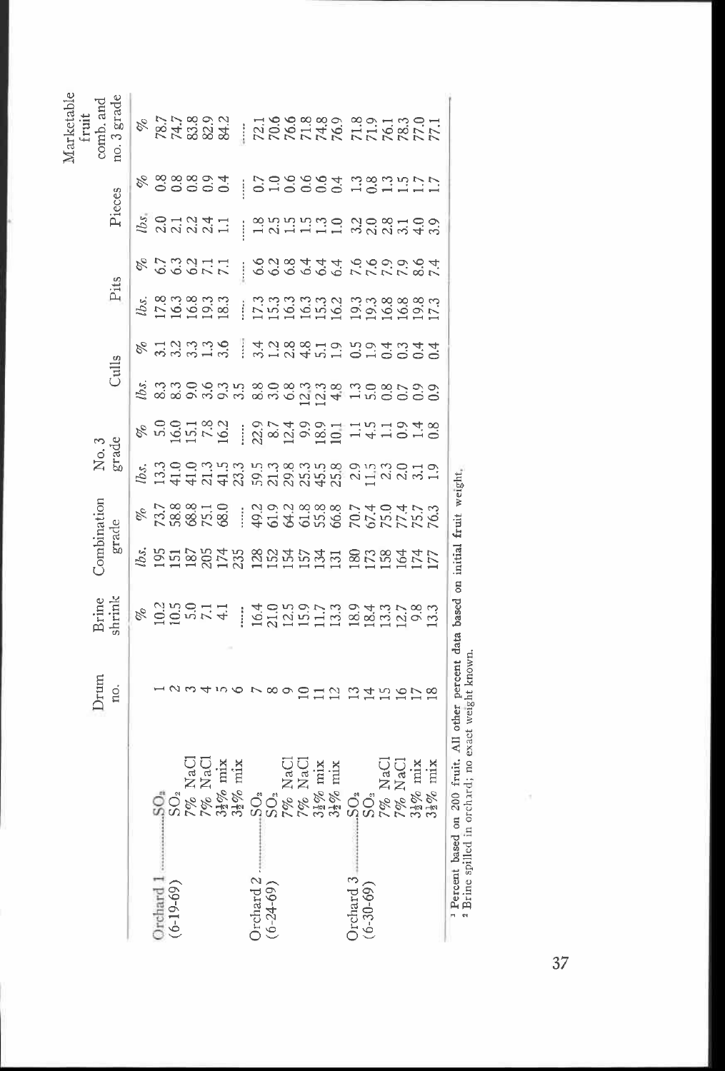| | Drum no. | Brine shrink | Combination grade | | No. 3 grade | | Culls | | Pits | | Pieces | | Marketable fruit comb. and no. 3 grade |
|---|---|---|---|---|---|---|---|---|---|---|---|---|---|
| | | % | lbs. | % | lbs. | % | lbs. | % | lbs. | % | lbs. | % | % |
| Orchard 1 ........... $SO_2$ | 1 | 10.2 | 195 | 73.7 | 13.3 | 5.0 | 8.3 | 3.1 | 17.8 | 6.7 | 2.0 | 0.8 | 78.7 |
| (6-19-69) $SO_2$ | 2 | 10.5 | 151 | 58.8 | 41.0 | 16.0 | 8.3 | 3.2 | 16.3 | 6.3 | 2.1 | 0.8 | 74.7 |
| 7% NaCl | 3 | 5.0 | 187 | 68.8 | 41.0 | 15.1 | 9.0 | 3.3 | 16.8 | 6.2 | 2.2 | 0.8 | 83.8 |
| 7% NaCl | 4 | 7.1 | 205 | 75.1 | 21.3 | 7.8 | 3.6 | 1.3 | 19.3 | 7.1 | 2.4 | 0.9 | 82.9 |
| 3½% mix | 5 | 4.1 | 174 | 68.0 | 41.5 | 16.2 | 9.3 | 3.6 | 18.3 | 7.1 | 1.1 | 0.4 | 84.2 |
| 3½% mix | 6 | .... | 235 | .... | 23.3 | .... | 3.5 | .... | .... | .... | .... | .... | .... |
| Orchard 2 ........... $SO_2$ | 7 | 16.4 | 128 | 49.2 | 59.5 | 22.9 | 8.8 | 3.4 | 17.3 | 6.6 | 1.8 | 0.7 | 72.1 |
| (6-24-69) $SO_2$ | 8 | 21.0 | 152 | 61.9 | 21.3 | 8.7 | 3.0 | 1.2 | 15.3 | 6.2 | 2.5 | 1.0 | 70.6 |
| 7% NaCl | 9 | 12.5 | 154 | 64.2 | 29.8 | 12.4 | 6.8 | 2.8 | 16.3 | 6.8 | 1.5 | 0.6 | 76.6 |
| 7% NaCl | 10 | 15.9 | 157 | 61.8 | 25.3 | 9.9 | 12.3 | 4.8 | 16.3 | 6.4 | 1.5 | 0.6 | 71.8 |
| 3½% mix | 11 | 11.7 | 134 | 55.8 | 45.5 | 18.9 | 12.3 | 5.1 | 15.3 | 6.4 | 1.3 | 0.6 | 74.8 |
| 3½% mix | 12 | 13.3 | 131 | 66.8 | 25.8 | 10.1 | 4.8 | 1.9 | 16.2 | 6.4 | 1.0 | 0.4 | 76.9 |
| Orchard 3 ........... $SO_2$ | 13 | 18.9 | 180 | 70.7 | 2.9 | 1.1 | 1.3 | 0.5 | 19.3 | 7.6 | 3.2 | 1.3 | 71.8 |
| (6-30-69) $SO_2$ | 14 | 18.4 | 173 | 67.4 | 11.5 | 4.5 | 5.0 | 1.9 | 19.3 | 7.6 | 2.0 | 0.8 | 71.9 |
| 7% NaCl | 15 | 13.3 | 158 | 75.0 | 2.3 | 1.1 | 0.8 | 0.4 | 16.8 | 7.9 | 2.8 | 1.3 | 76.1 |
| 7% NaCl | 16 | 12.7 | 164 | 77.4 | 2.0 | 0.9 | 0.7 | 0.3 | 16.8 | 7.9 | 3.1 | 1.5 | 78.3 |
| 3½% mix | 17 | 9.8 | 174 | 75.7 | 3.1 | 1.4 | 0.9 | 0.4 | 19.8 | 8.6 | 4.0 | 1.7 | 77.0 |
| 3½% mix | 18 | 13.3 | 177 | 76.3 | 1.9 | 0.8 | 0.9 | 0.4 | 17.3 | 7.4 | 3.9 | 1.7 | 77.1 |

[1] Percent based on 200 fruit. All other percent data based on initial fruit weight.
[2] Brine spilled in orchard; no exact weight known.